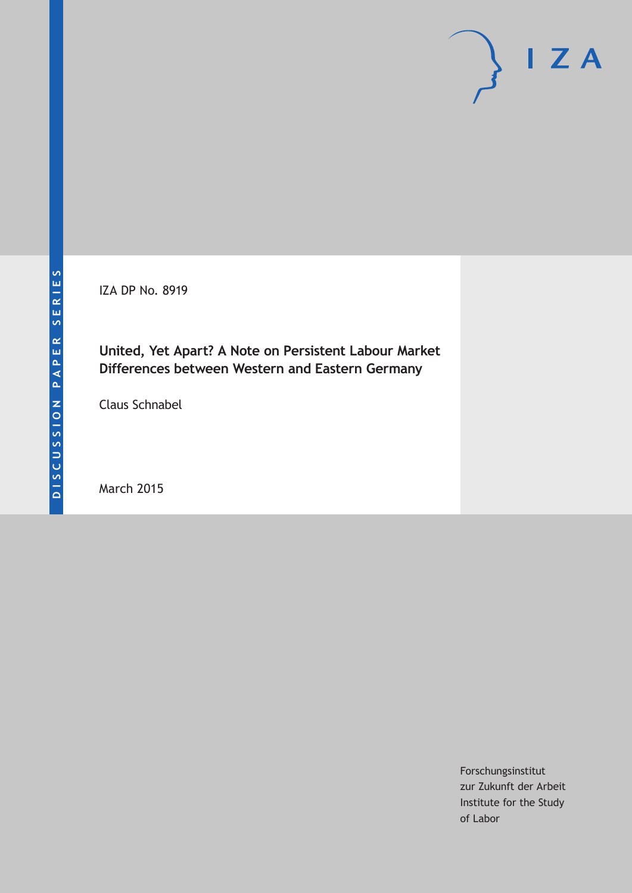DISCUSSION PAPER SERIES

IZA DP No. 8919

**United, Yet Apart? A Note on Persistent Labour Market Differences between Western and Eastern Germany**

Claus Schnabel

March 2015

Forschungsinstitut
zur Zukunft der Arbeit
Institute for the Study
of Labor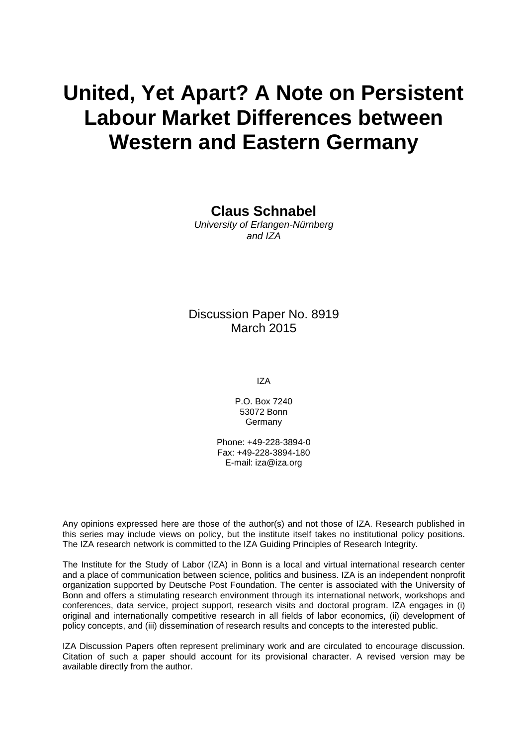# United, Yet Apart? A Note on Persistent Labour Market Differences between Western and Eastern Germany

**Claus Schnabel**
*University of Erlangen-Nürnberg and IZA*

Discussion Paper No. 8919
March 2015

IZA

P.O. Box 7240
53072 Bonn
Germany

Phone: +49-228-3894-0
Fax: +49-228-3894-180
E-mail: iza@iza.org

Any opinions expressed here are those of the author(s) and not those of IZA. Research published in this series may include views on policy, but the institute itself takes no institutional policy positions. The IZA research network is committed to the IZA Guiding Principles of Research Integrity.

The Institute for the Study of Labor (IZA) in Bonn is a local and virtual international research center and a place of communication between science, politics and business. IZA is an independent nonprofit organization supported by Deutsche Post Foundation. The center is associated with the University of Bonn and offers a stimulating research environment through its international network, workshops and conferences, data service, project support, research visits and doctoral program. IZA engages in (i) original and internationally competitive research in all fields of labor economics, (ii) development of policy concepts, and (iii) dissemination of research results and concepts to the interested public.

IZA Discussion Papers often represent preliminary work and are circulated to encourage discussion. Citation of such a paper should account for its provisional character. A revised version may be available directly from the author.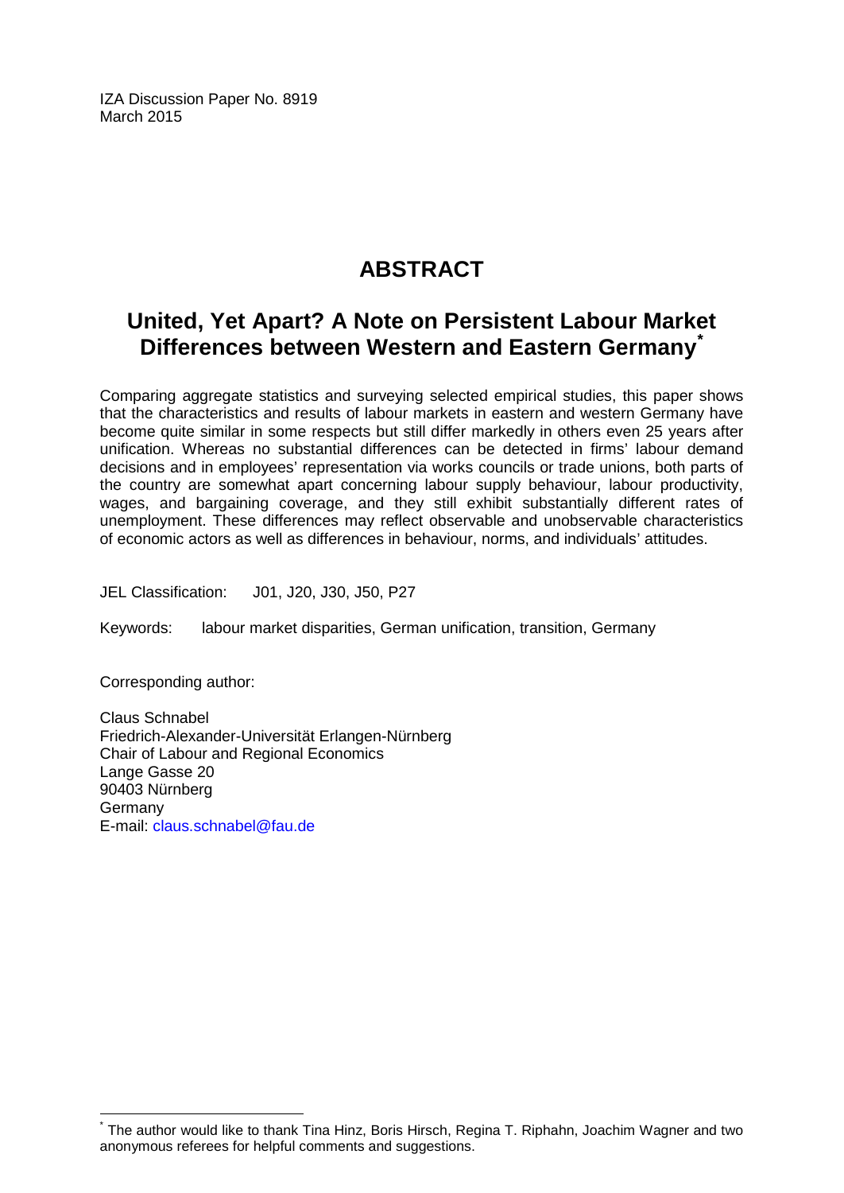IZA Discussion Paper No. 8919
March 2015

# ABSTRACT

## United, Yet Apart? A Note on Persistent Labour Market Differences between Western and Eastern Germany*

Comparing aggregate statistics and surveying selected empirical studies, this paper shows that the characteristics and results of labour markets in eastern and western Germany have become quite similar in some respects but still differ markedly in others even 25 years after unification. Whereas no substantial differences can be detected in firms' labour demand decisions and in employees' representation via works councils or trade unions, both parts of the country are somewhat apart concerning labour supply behaviour, labour productivity, wages, and bargaining coverage, and they still exhibit substantially different rates of unemployment. These differences may reflect observable and unobservable characteristics of economic actors as well as differences in behaviour, norms, and individuals' attitudes.

JEL Classification: J01, J20, J30, J50, P27

Keywords: labour market disparities, German unification, transition, Germany

Corresponding author:

Claus Schnabel
Friedrich-Alexander-Universität Erlangen-Nürnberg
Chair of Labour and Regional Economics
Lange Gasse 20
90403 Nürnberg
Germany
E-mail: claus.schnabel@fau.de

* The author would like to thank Tina Hinz, Boris Hirsch, Regina T. Riphahn, Joachim Wagner and two anonymous referees for helpful comments and suggestions.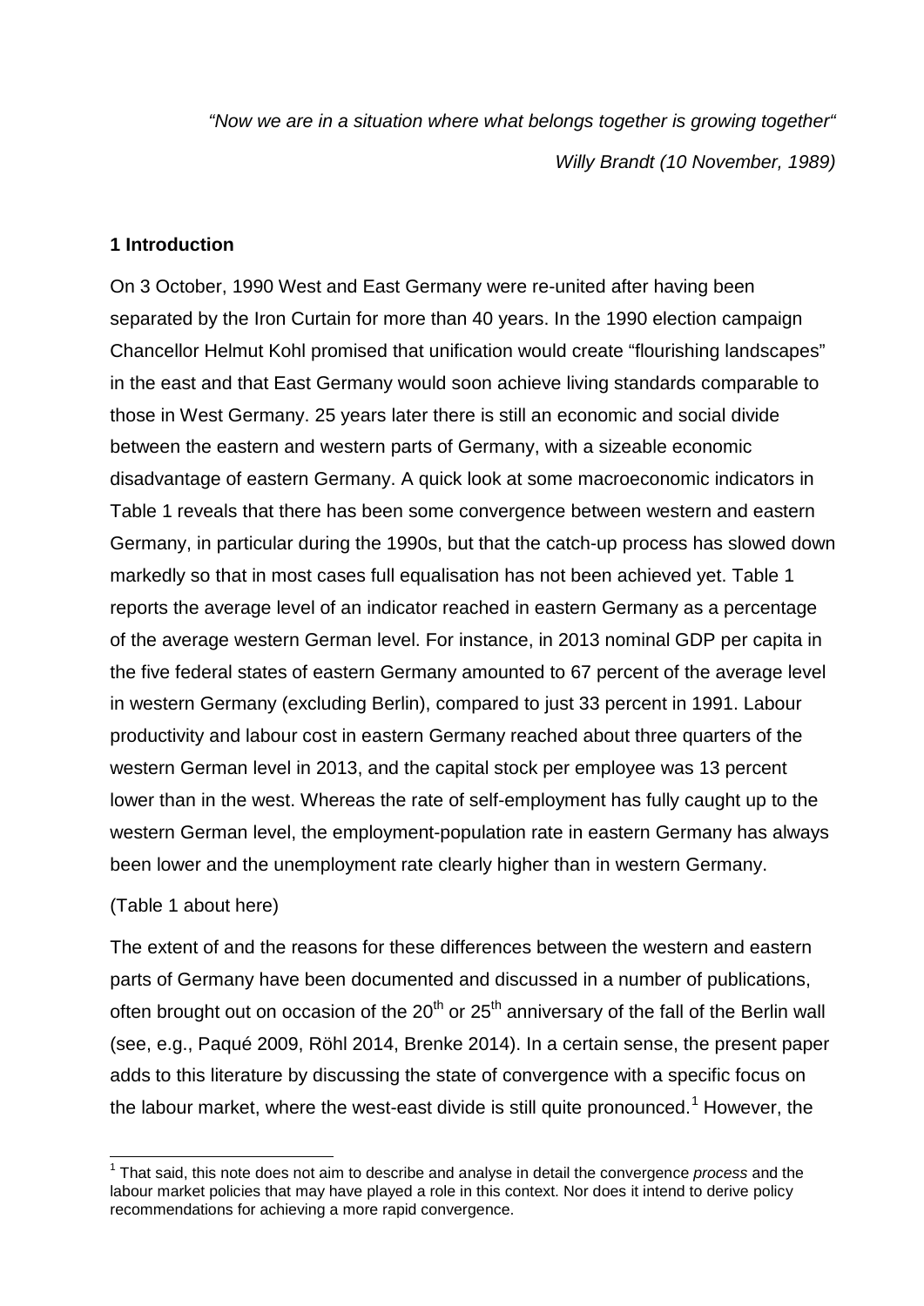*"Now we are in a situation where what belongs together is growing together"*

*Willy Brandt (10 November, 1989)*

## 1 Introduction

On 3 October, 1990 West and East Germany were re-united after having been separated by the Iron Curtain for more than 40 years. In the 1990 election campaign Chancellor Helmut Kohl promised that unification would create "flourishing landscapes" in the east and that East Germany would soon achieve living standards comparable to those in West Germany. 25 years later there is still an economic and social divide between the eastern and western parts of Germany, with a sizeable economic disadvantage of eastern Germany. A quick look at some macroeconomic indicators in Table 1 reveals that there has been some convergence between western and eastern Germany, in particular during the 1990s, but that the catch-up process has slowed down markedly so that in most cases full equalisation has not been achieved yet. Table 1 reports the average level of an indicator reached in eastern Germany as a percentage of the average western German level. For instance, in 2013 nominal GDP per capita in the five federal states of eastern Germany amounted to 67 percent of the average level in western Germany (excluding Berlin), compared to just 33 percent in 1991. Labour productivity and labour cost in eastern Germany reached about three quarters of the western German level in 2013, and the capital stock per employee was 13 percent lower than in the west. Whereas the rate of self-employment has fully caught up to the western German level, the employment-population rate in eastern Germany has always been lower and the unemployment rate clearly higher than in western Germany.

(Table 1 about here)

The extent of and the reasons for these differences between the western and eastern parts of Germany have been documented and discussed in a number of publications, often brought out on occasion of the 20th or 25th anniversary of the fall of the Berlin wall (see, e.g., Paqué 2009, Röhl 2014, Brenke 2014). In a certain sense, the present paper adds to this literature by discussing the state of convergence with a specific focus on the labour market, where the west-east divide is still quite pronounced.[1] However, the

[1] That said, this note does not aim to describe and analyse in detail the convergence *process* and the labour market policies that may have played a role in this context. Nor does it intend to derive policy recommendations for achieving a more rapid convergence.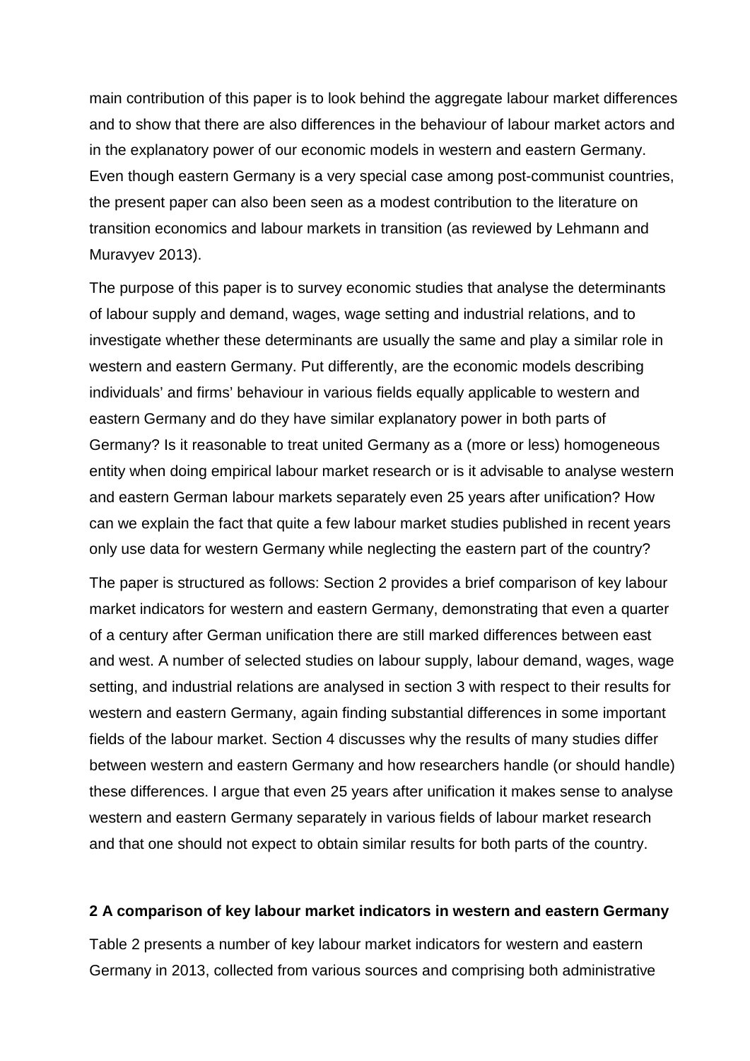main contribution of this paper is to look behind the aggregate labour market differences and to show that there are also differences in the behaviour of labour market actors and in the explanatory power of our economic models in western and eastern Germany. Even though eastern Germany is a very special case among post-communist countries, the present paper can also been seen as a modest contribution to the literature on transition economics and labour markets in transition (as reviewed by Lehmann and Muravyev 2013).

The purpose of this paper is to survey economic studies that analyse the determinants of labour supply and demand, wages, wage setting and industrial relations, and to investigate whether these determinants are usually the same and play a similar role in western and eastern Germany. Put differently, are the economic models describing individuals' and firms' behaviour in various fields equally applicable to western and eastern Germany and do they have similar explanatory power in both parts of Germany? Is it reasonable to treat united Germany as a (more or less) homogeneous entity when doing empirical labour market research or is it advisable to analyse western and eastern German labour markets separately even 25 years after unification? How can we explain the fact that quite a few labour market studies published in recent years only use data for western Germany while neglecting the eastern part of the country?

The paper is structured as follows: Section 2 provides a brief comparison of key labour market indicators for western and eastern Germany, demonstrating that even a quarter of a century after German unification there are still marked differences between east and west. A number of selected studies on labour supply, labour demand, wages, wage setting, and industrial relations are analysed in section 3 with respect to their results for western and eastern Germany, again finding substantial differences in some important fields of the labour market. Section 4 discusses why the results of many studies differ between western and eastern Germany and how researchers handle (or should handle) these differences. I argue that even 25 years after unification it makes sense to analyse western and eastern Germany separately in various fields of labour market research and that one should not expect to obtain similar results for both parts of the country.

## 2 A comparison of key labour market indicators in western and eastern Germany

Table 2 presents a number of key labour market indicators for western and eastern Germany in 2013, collected from various sources and comprising both administrative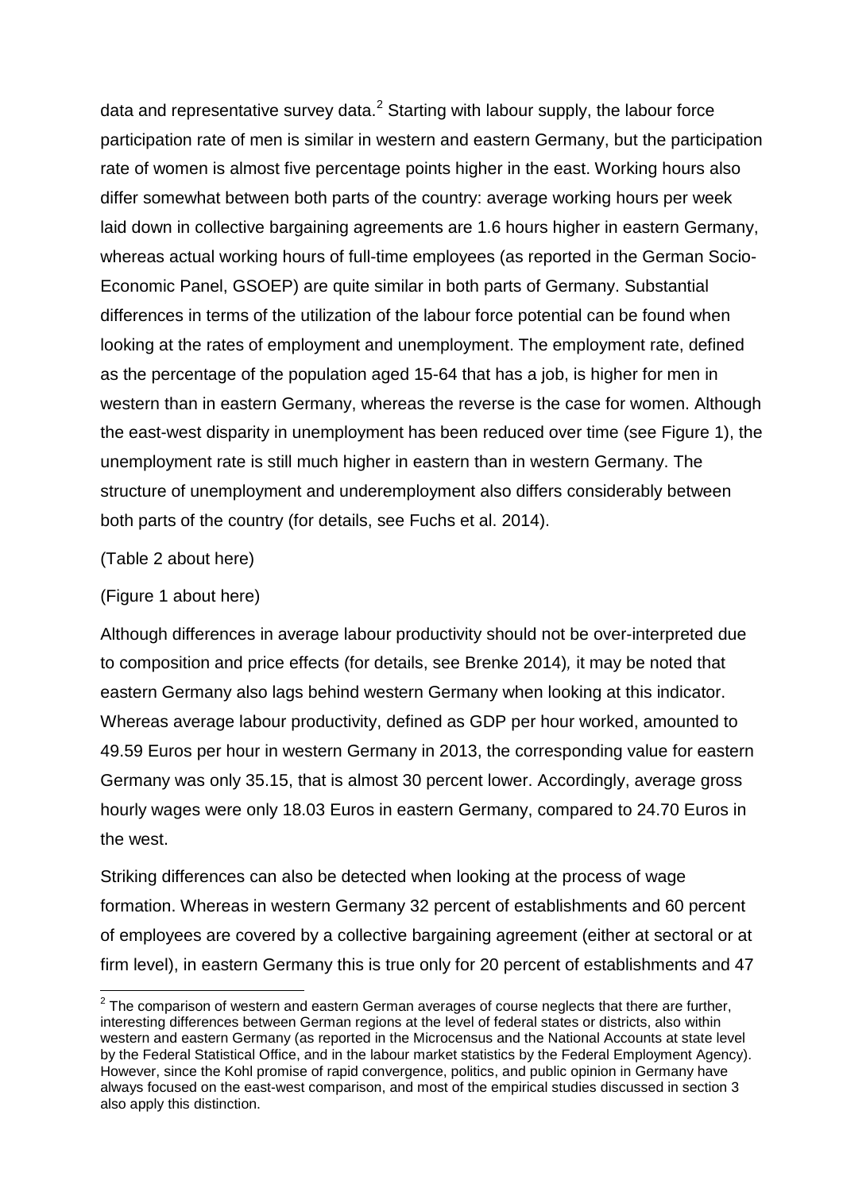data and representative survey data.[2] Starting with labour supply, the labour force participation rate of men is similar in western and eastern Germany, but the participation rate of women is almost five percentage points higher in the east. Working hours also differ somewhat between both parts of the country: average working hours per week laid down in collective bargaining agreements are 1.6 hours higher in eastern Germany, whereas actual working hours of full-time employees (as reported in the German Socio-Economic Panel, GSOEP) are quite similar in both parts of Germany. Substantial differences in terms of the utilization of the labour force potential can be found when looking at the rates of employment and unemployment. The employment rate, defined as the percentage of the population aged 15-64 that has a job, is higher for men in western than in eastern Germany, whereas the reverse is the case for women. Although the east-west disparity in unemployment has been reduced over time (see Figure 1), the unemployment rate is still much higher in eastern than in western Germany. The structure of unemployment and underemployment also differs considerably between both parts of the country (for details, see Fuchs et al. 2014).

(Table 2 about here)

(Figure 1 about here)

Although differences in average labour productivity should not be over-interpreted due to composition and price effects (for details, see Brenke 2014), it may be noted that eastern Germany also lags behind western Germany when looking at this indicator. Whereas average labour productivity, defined as GDP per hour worked, amounted to 49.59 Euros per hour in western Germany in 2013, the corresponding value for eastern Germany was only 35.15, that is almost 30 percent lower. Accordingly, average gross hourly wages were only 18.03 Euros in eastern Germany, compared to 24.70 Euros in the west.

Striking differences can also be detected when looking at the process of wage formation. Whereas in western Germany 32 percent of establishments and 60 percent of employees are covered by a collective bargaining agreement (either at sectoral or at firm level), in eastern Germany this is true only for 20 percent of establishments and 47

[2] The comparison of western and eastern German averages of course neglects that there are further, interesting differences between German regions at the level of federal states or districts, also within western and eastern Germany (as reported in the Microcensus and the National Accounts at state level by the Federal Statistical Office, and in the labour market statistics by the Federal Employment Agency). However, since the Kohl promise of rapid convergence, politics, and public opinion in Germany have always focused on the east-west comparison, and most of the empirical studies discussed in section 3 also apply this distinction.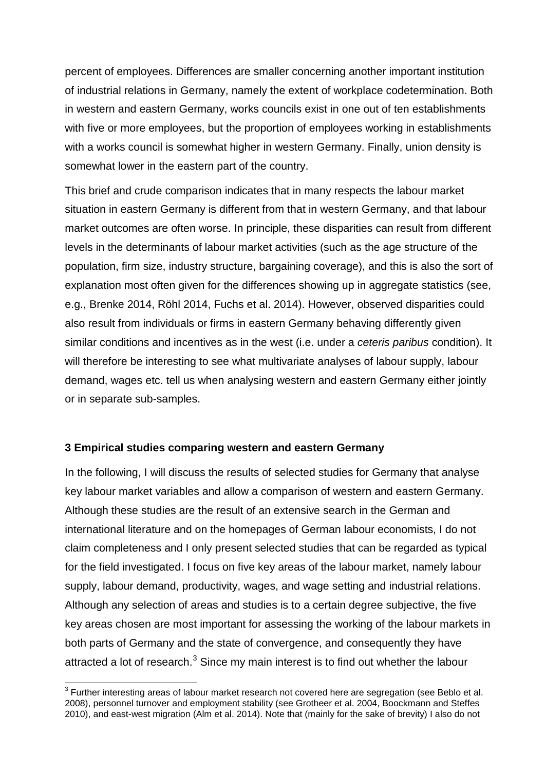percent of employees. Differences are smaller concerning another important institution of industrial relations in Germany, namely the extent of workplace codetermination. Both in western and eastern Germany, works councils exist in one out of ten establishments with five or more employees, but the proportion of employees working in establishments with a works council is somewhat higher in western Germany. Finally, union density is somewhat lower in the eastern part of the country.

This brief and crude comparison indicates that in many respects the labour market situation in eastern Germany is different from that in western Germany, and that labour market outcomes are often worse. In principle, these disparities can result from different levels in the determinants of labour market activities (such as the age structure of the population, firm size, industry structure, bargaining coverage), and this is also the sort of explanation most often given for the differences showing up in aggregate statistics (see, e.g., Brenke 2014, Röhl 2014, Fuchs et al. 2014). However, observed disparities could also result from individuals or firms in eastern Germany behaving differently given similar conditions and incentives as in the west (i.e. under a *ceteris paribus* condition). It will therefore be interesting to see what multivariate analyses of labour supply, labour demand, wages etc. tell us when analysing western and eastern Germany either jointly or in separate sub-samples.

## 3 Empirical studies comparing western and eastern Germany

In the following, I will discuss the results of selected studies for Germany that analyse key labour market variables and allow a comparison of western and eastern Germany. Although these studies are the result of an extensive search in the German and international literature and on the homepages of German labour economists, I do not claim completeness and I only present selected studies that can be regarded as typical for the field investigated. I focus on five key areas of the labour market, namely labour supply, labour demand, productivity, wages, and wage setting and industrial relations. Although any selection of areas and studies is to a certain degree subjective, the five key areas chosen are most important for assessing the working of the labour markets in both parts of Germany and the state of convergence, and consequently they have attracted a lot of research.[3] Since my main interest is to find out whether the labour

[3] Further interesting areas of labour market research not covered here are segregation (see Beblo et al. 2008), personnel turnover and employment stability (see Grotheer et al. 2004, Boockmann and Steffes 2010), and east-west migration (Alm et al. 2014). Note that (mainly for the sake of brevity) I also do not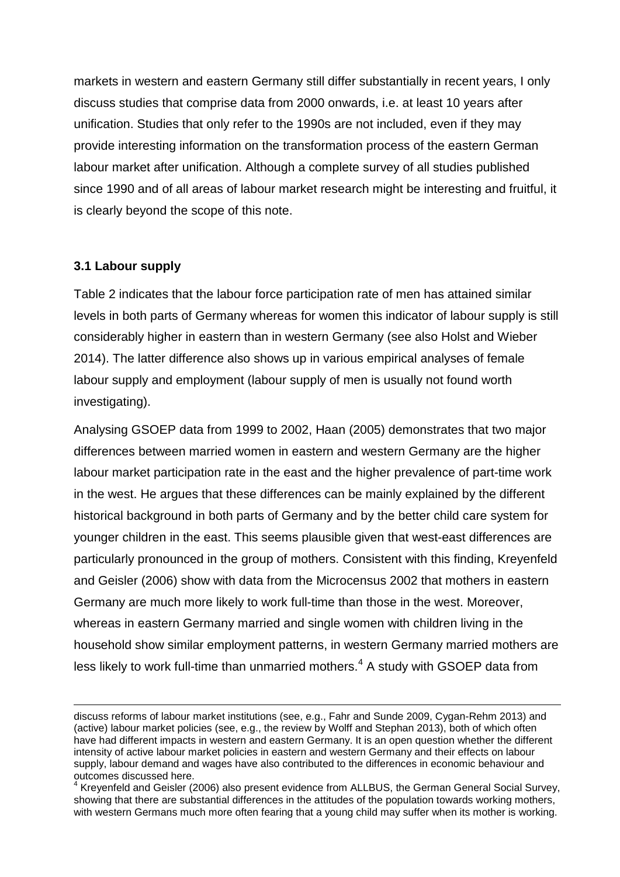markets in western and eastern Germany still differ substantially in recent years, I only discuss studies that comprise data from 2000 onwards, i.e. at least 10 years after unification. Studies that only refer to the 1990s are not included, even if they may provide interesting information on the transformation process of the eastern German labour market after unification. Although a complete survey of all studies published since 1990 and of all areas of labour market research might be interesting and fruitful, it is clearly beyond the scope of this note.

### 3.1 Labour supply

Table 2 indicates that the labour force participation rate of men has attained similar levels in both parts of Germany whereas for women this indicator of labour supply is still considerably higher in eastern than in western Germany (see also Holst and Wieber 2014). The latter difference also shows up in various empirical analyses of female labour supply and employment (labour supply of men is usually not found worth investigating).

Analysing GSOEP data from 1999 to 2002, Haan (2005) demonstrates that two major differences between married women in eastern and western Germany are the higher labour market participation rate in the east and the higher prevalence of part-time work in the west. He argues that these differences can be mainly explained by the different historical background in both parts of Germany and by the better child care system for younger children in the east. This seems plausible given that west-east differences are particularly pronounced in the group of mothers. Consistent with this finding, Kreyenfeld and Geisler (2006) show with data from the Microcensus 2002 that mothers in eastern Germany are much more likely to work full-time than those in the west. Moreover, whereas in eastern Germany married and single women with children living in the household show similar employment patterns, in western Germany married mothers are less likely to work full-time than unmarried mothers.[4] A study with GSOEP data from

discuss reforms of labour market institutions (see, e.g., Fahr and Sunde 2009, Cygan-Rehm 2013) and (active) labour market policies (see, e.g., the review by Wolff and Stephan 2013), both of which often have had different impacts in western and eastern Germany. It is an open question whether the different intensity of active labour market policies in eastern and western Germany and their effects on labour supply, labour demand and wages have also contributed to the differences in economic behaviour and outcomes discussed here.

[4] Kreyenfeld and Geisler (2006) also present evidence from ALLBUS, the German General Social Survey, showing that there are substantial differences in the attitudes of the population towards working mothers, with western Germans much more often fearing that a young child may suffer when its mother is working.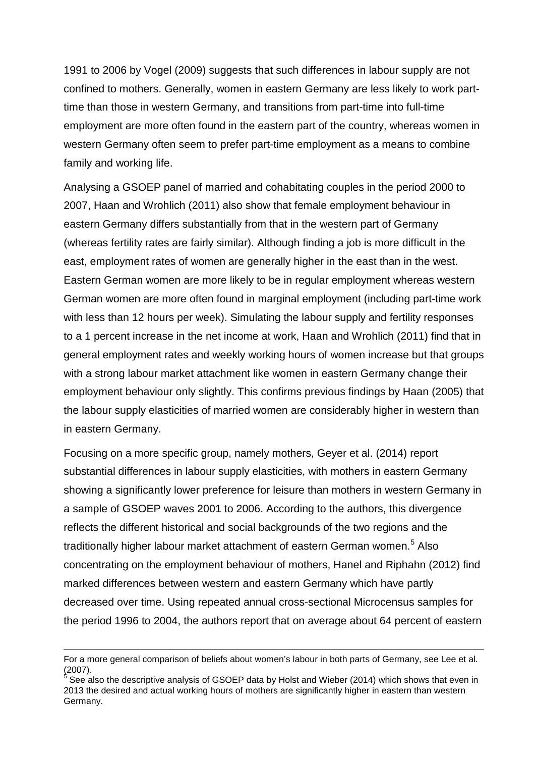1991 to 2006 by Vogel (2009) suggests that such differences in labour supply are not confined to mothers. Generally, women in eastern Germany are less likely to work part-time than those in western Germany, and transitions from part-time into full-time employment are more often found in the eastern part of the country, whereas women in western Germany often seem to prefer part-time employment as a means to combine family and working life.

Analysing a GSOEP panel of married and cohabitating couples in the period 2000 to 2007, Haan and Wrohlich (2011) also show that female employment behaviour in eastern Germany differs substantially from that in the western part of Germany (whereas fertility rates are fairly similar). Although finding a job is more difficult in the east, employment rates of women are generally higher in the east than in the west. Eastern German women are more likely to be in regular employment whereas western German women are more often found in marginal employment (including part-time work with less than 12 hours per week). Simulating the labour supply and fertility responses to a 1 percent increase in the net income at work, Haan and Wrohlich (2011) find that in general employment rates and weekly working hours of women increase but that groups with a strong labour market attachment like women in eastern Germany change their employment behaviour only slightly. This confirms previous findings by Haan (2005) that the labour supply elasticities of married women are considerably higher in western than in eastern Germany.

Focusing on a more specific group, namely mothers, Geyer et al. (2014) report substantial differences in labour supply elasticities, with mothers in eastern Germany showing a significantly lower preference for leisure than mothers in western Germany in a sample of GSOEP waves 2001 to 2006. According to the authors, this divergence reflects the different historical and social backgrounds of the two regions and the traditionally higher labour market attachment of eastern German women.[5] Also concentrating on the employment behaviour of mothers, Hanel and Riphahn (2012) find marked differences between western and eastern Germany which have partly decreased over time. Using repeated annual cross-sectional Microcensus samples for the period 1996 to 2004, the authors report that on average about 64 percent of eastern

---

For a more general comparison of beliefs about women's labour in both parts of Germany, see Lee et al. (2007).

[5] See also the descriptive analysis of GSOEP data by Holst and Wieber (2014) which shows that even in 2013 the desired and actual working hours of mothers are significantly higher in eastern than western Germany.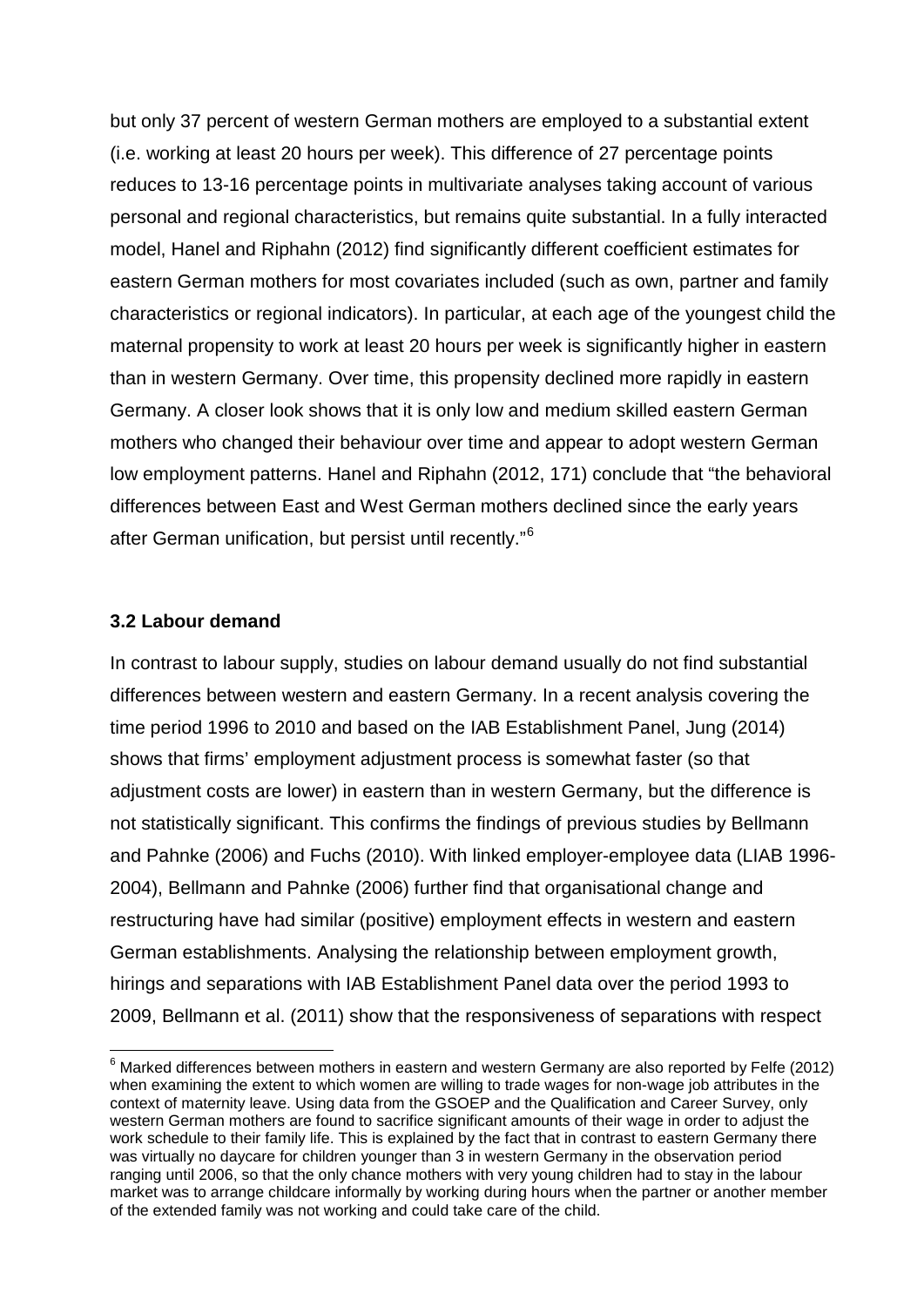but only 37 percent of western German mothers are employed to a substantial extent (i.e. working at least 20 hours per week). This difference of 27 percentage points reduces to 13-16 percentage points in multivariate analyses taking account of various personal and regional characteristics, but remains quite substantial. In a fully interacted model, Hanel and Riphahn (2012) find significantly different coefficient estimates for eastern German mothers for most covariates included (such as own, partner and family characteristics or regional indicators). In particular, at each age of the youngest child the maternal propensity to work at least 20 hours per week is significantly higher in eastern than in western Germany. Over time, this propensity declined more rapidly in eastern Germany. A closer look shows that it is only low and medium skilled eastern German mothers who changed their behaviour over time and appear to adopt western German low employment patterns. Hanel and Riphahn (2012, 171) conclude that "the behavioral differences between East and West German mothers declined since the early years after German unification, but persist until recently."[6]

### 3.2 Labour demand

In contrast to labour supply, studies on labour demand usually do not find substantial differences between western and eastern Germany. In a recent analysis covering the time period 1996 to 2010 and based on the IAB Establishment Panel, Jung (2014) shows that firms' employment adjustment process is somewhat faster (so that adjustment costs are lower) in eastern than in western Germany, but the difference is not statistically significant. This confirms the findings of previous studies by Bellmann and Pahnke (2006) and Fuchs (2010). With linked employer-employee data (LIAB 1996-2004), Bellmann and Pahnke (2006) further find that organisational change and restructuring have had similar (positive) employment effects in western and eastern German establishments. Analysing the relationship between employment growth, hirings and separations with IAB Establishment Panel data over the period 1993 to 2009, Bellmann et al. (2011) show that the responsiveness of separations with respect

[6] Marked differences between mothers in eastern and western Germany are also reported by Felfe (2012) when examining the extent to which women are willing to trade wages for non-wage job attributes in the context of maternity leave. Using data from the GSOEP and the Qualification and Career Survey, only western German mothers are found to sacrifice significant amounts of their wage in order to adjust the work schedule to their family life. This is explained by the fact that in contrast to eastern Germany there was virtually no daycare for children younger than 3 in western Germany in the observation period ranging until 2006, so that the only chance mothers with very young children had to stay in the labour market was to arrange childcare informally by working during hours when the partner or another member of the extended family was not working and could take care of the child.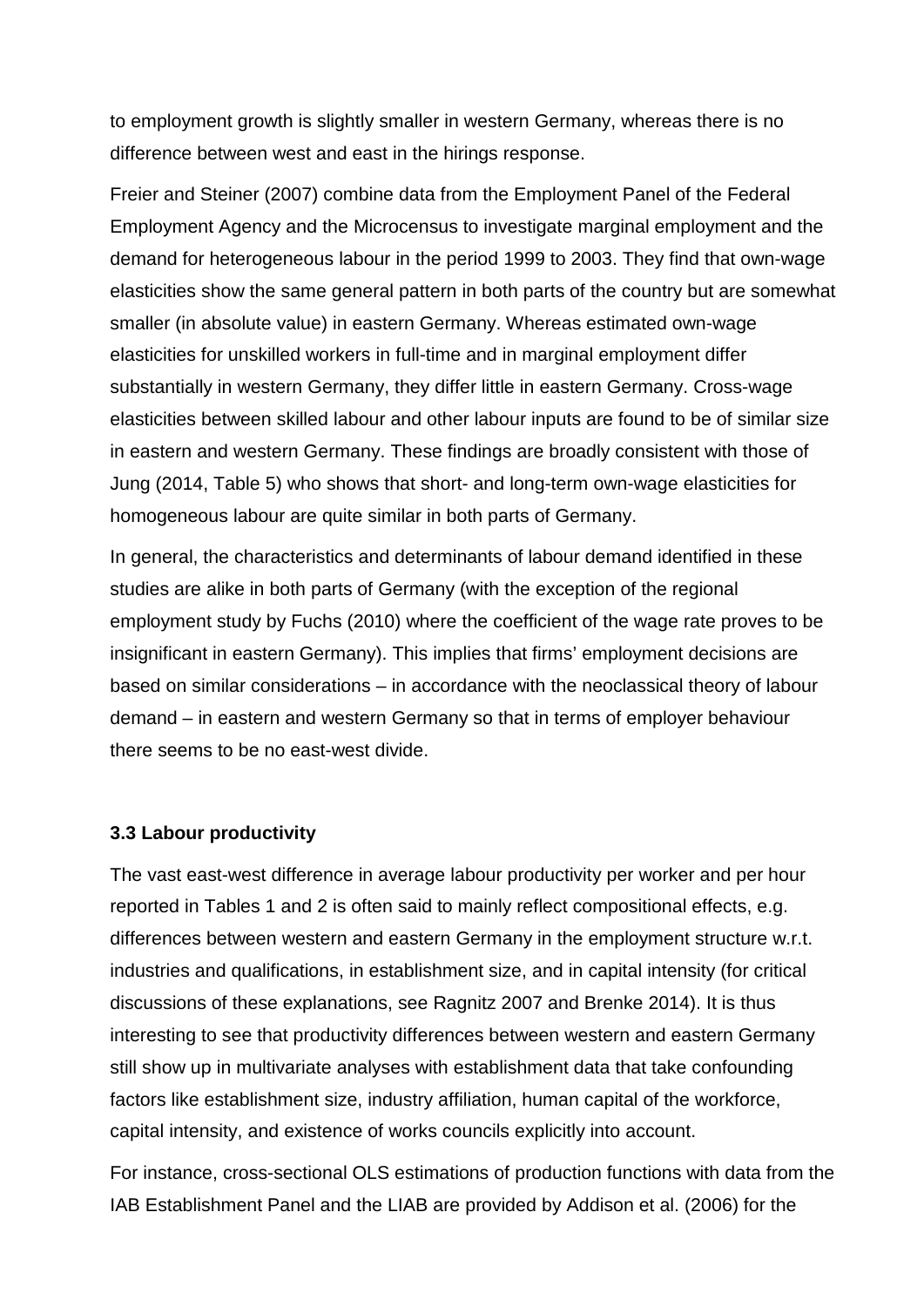to employment growth is slightly smaller in western Germany, whereas there is no difference between west and east in the hirings response.

Freier and Steiner (2007) combine data from the Employment Panel of the Federal Employment Agency and the Microcensus to investigate marginal employment and the demand for heterogeneous labour in the period 1999 to 2003. They find that own-wage elasticities show the same general pattern in both parts of the country but are somewhat smaller (in absolute value) in eastern Germany. Whereas estimated own-wage elasticities for unskilled workers in full-time and in marginal employment differ substantially in western Germany, they differ little in eastern Germany. Cross-wage elasticities between skilled labour and other labour inputs are found to be of similar size in eastern and western Germany. These findings are broadly consistent with those of Jung (2014, Table 5) who shows that short- and long-term own-wage elasticities for homogeneous labour are quite similar in both parts of Germany.

In general, the characteristics and determinants of labour demand identified in these studies are alike in both parts of Germany (with the exception of the regional employment study by Fuchs (2010) where the coefficient of the wage rate proves to be insignificant in eastern Germany). This implies that firms' employment decisions are based on similar considerations – in accordance with the neoclassical theory of labour demand – in eastern and western Germany so that in terms of employer behaviour there seems to be no east-west divide.

### 3.3 Labour productivity

The vast east-west difference in average labour productivity per worker and per hour reported in Tables 1 and 2 is often said to mainly reflect compositional effects, e.g. differences between western and eastern Germany in the employment structure w.r.t. industries and qualifications, in establishment size, and in capital intensity (for critical discussions of these explanations, see Ragnitz 2007 and Brenke 2014). It is thus interesting to see that productivity differences between western and eastern Germany still show up in multivariate analyses with establishment data that take confounding factors like establishment size, industry affiliation, human capital of the workforce, capital intensity, and existence of works councils explicitly into account.

For instance, cross-sectional OLS estimations of production functions with data from the IAB Establishment Panel and the LIAB are provided by Addison et al. (2006) for the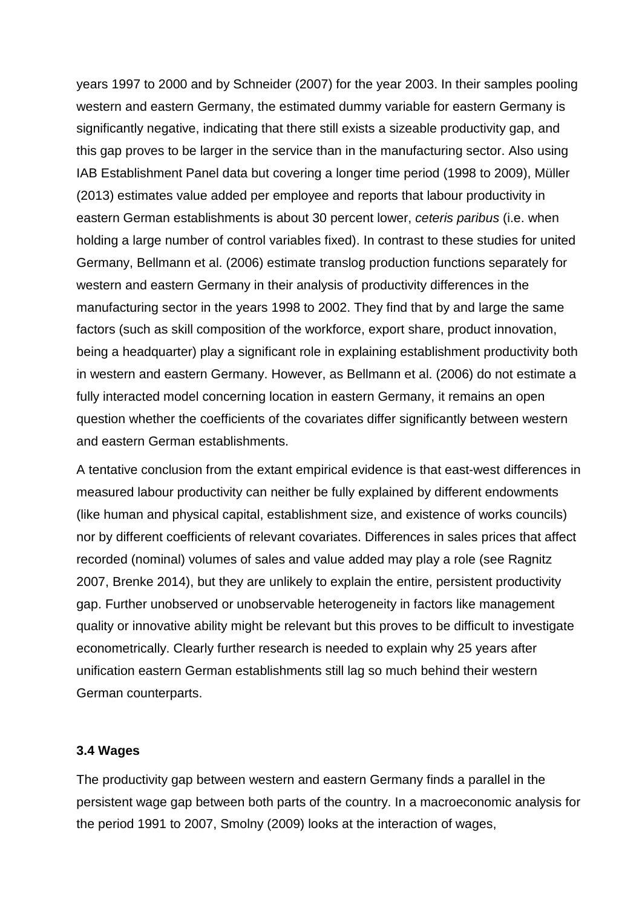years 1997 to 2000 and by Schneider (2007) for the year 2003. In their samples pooling western and eastern Germany, the estimated dummy variable for eastern Germany is significantly negative, indicating that there still exists a sizeable productivity gap, and this gap proves to be larger in the service than in the manufacturing sector. Also using IAB Establishment Panel data but covering a longer time period (1998 to 2009), Müller (2013) estimates value added per employee and reports that labour productivity in eastern German establishments is about 30 percent lower, *ceteris paribus* (i.e. when holding a large number of control variables fixed). In contrast to these studies for united Germany, Bellmann et al. (2006) estimate translog production functions separately for western and eastern Germany in their analysis of productivity differences in the manufacturing sector in the years 1998 to 2002. They find that by and large the same factors (such as skill composition of the workforce, export share, product innovation, being a headquarter) play a significant role in explaining establishment productivity both in western and eastern Germany. However, as Bellmann et al. (2006) do not estimate a fully interacted model concerning location in eastern Germany, it remains an open question whether the coefficients of the covariates differ significantly between western and eastern German establishments.

A tentative conclusion from the extant empirical evidence is that east-west differences in measured labour productivity can neither be fully explained by different endowments (like human and physical capital, establishment size, and existence of works councils) nor by different coefficients of relevant covariates. Differences in sales prices that affect recorded (nominal) volumes of sales and value added may play a role (see Ragnitz 2007, Brenke 2014), but they are unlikely to explain the entire, persistent productivity gap. Further unobserved or unobservable heterogeneity in factors like management quality or innovative ability might be relevant but this proves to be difficult to investigate econometrically. Clearly further research is needed to explain why 25 years after unification eastern German establishments still lag so much behind their western German counterparts.

### 3.4 Wages

The productivity gap between western and eastern Germany finds a parallel in the persistent wage gap between both parts of the country. In a macroeconomic analysis for the period 1991 to 2007, Smolny (2009) looks at the interaction of wages,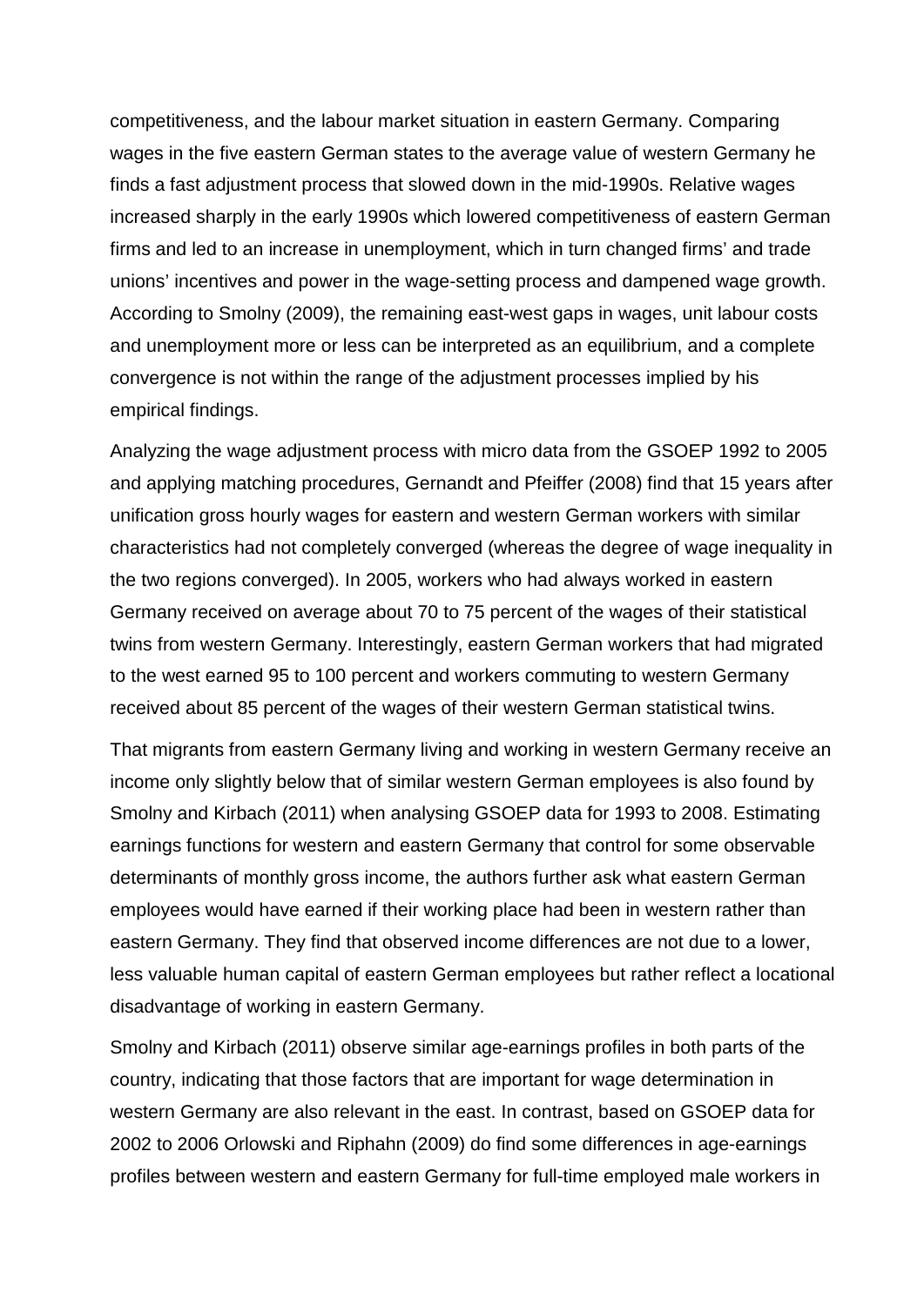competitiveness, and the labour market situation in eastern Germany. Comparing wages in the five eastern German states to the average value of western Germany he finds a fast adjustment process that slowed down in the mid-1990s. Relative wages increased sharply in the early 1990s which lowered competitiveness of eastern German firms and led to an increase in unemployment, which in turn changed firms' and trade unions' incentives and power in the wage-setting process and dampened wage growth. According to Smolny (2009), the remaining east-west gaps in wages, unit labour costs and unemployment more or less can be interpreted as an equilibrium, and a complete convergence is not within the range of the adjustment processes implied by his empirical findings.

Analyzing the wage adjustment process with micro data from the GSOEP 1992 to 2005 and applying matching procedures, Gernandt and Pfeiffer (2008) find that 15 years after unification gross hourly wages for eastern and western German workers with similar characteristics had not completely converged (whereas the degree of wage inequality in the two regions converged). In 2005, workers who had always worked in eastern Germany received on average about 70 to 75 percent of the wages of their statistical twins from western Germany. Interestingly, eastern German workers that had migrated to the west earned 95 to 100 percent and workers commuting to western Germany received about 85 percent of the wages of their western German statistical twins.

That migrants from eastern Germany living and working in western Germany receive an income only slightly below that of similar western German employees is also found by Smolny and Kirbach (2011) when analysing GSOEP data for 1993 to 2008. Estimating earnings functions for western and eastern Germany that control for some observable determinants of monthly gross income, the authors further ask what eastern German employees would have earned if their working place had been in western rather than eastern Germany. They find that observed income differences are not due to a lower, less valuable human capital of eastern German employees but rather reflect a locational disadvantage of working in eastern Germany.

Smolny and Kirbach (2011) observe similar age-earnings profiles in both parts of the country, indicating that those factors that are important for wage determination in western Germany are also relevant in the east. In contrast, based on GSOEP data for 2002 to 2006 Orlowski and Riphahn (2009) do find some differences in age-earnings profiles between western and eastern Germany for full-time employed male workers in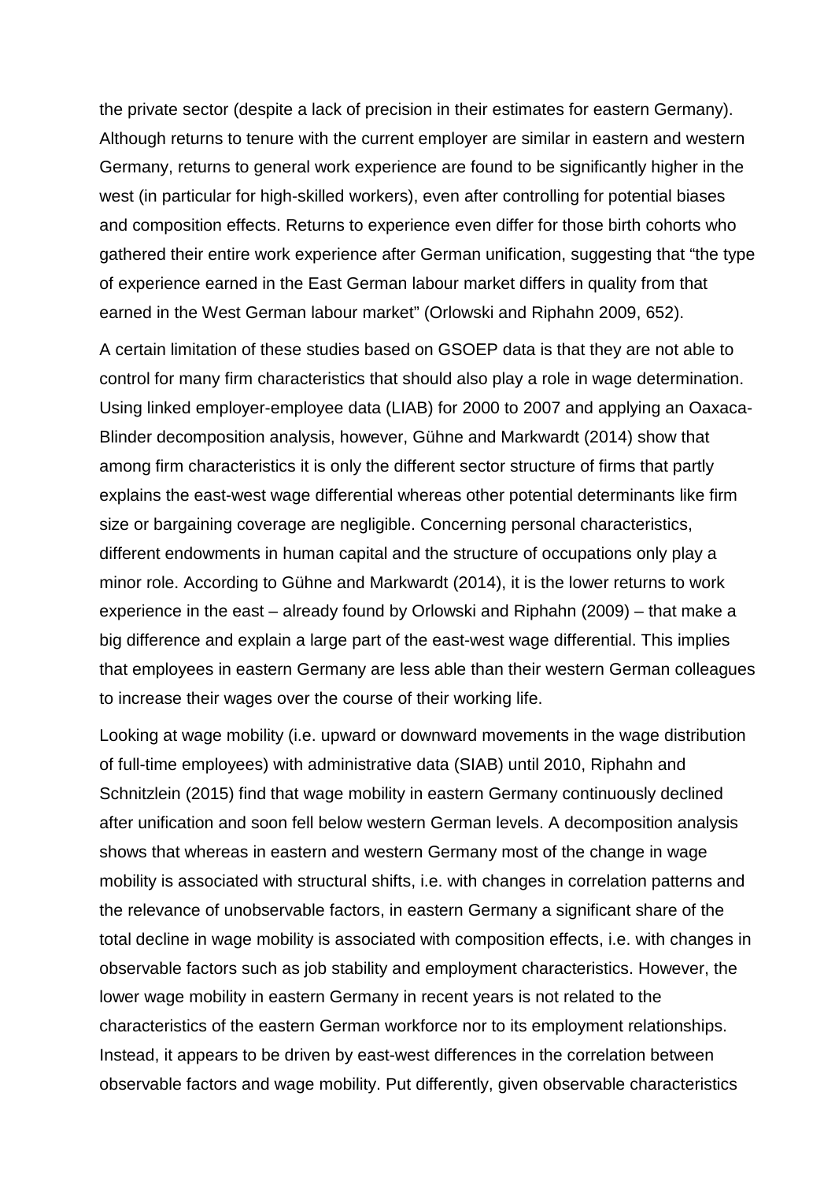the private sector (despite a lack of precision in their estimates for eastern Germany). Although returns to tenure with the current employer are similar in eastern and western Germany, returns to general work experience are found to be significantly higher in the west (in particular for high-skilled workers), even after controlling for potential biases and composition effects. Returns to experience even differ for those birth cohorts who gathered their entire work experience after German unification, suggesting that "the type of experience earned in the East German labour market differs in quality from that earned in the West German labour market" (Orlowski and Riphahn 2009, 652).

A certain limitation of these studies based on GSOEP data is that they are not able to control for many firm characteristics that should also play a role in wage determination. Using linked employer-employee data (LIAB) for 2000 to 2007 and applying an Oaxaca-Blinder decomposition analysis, however, Gühne and Markwardt (2014) show that among firm characteristics it is only the different sector structure of firms that partly explains the east-west wage differential whereas other potential determinants like firm size or bargaining coverage are negligible. Concerning personal characteristics, different endowments in human capital and the structure of occupations only play a minor role. According to Gühne and Markwardt (2014), it is the lower returns to work experience in the east – already found by Orlowski and Riphahn (2009) – that make a big difference and explain a large part of the east-west wage differential. This implies that employees in eastern Germany are less able than their western German colleagues to increase their wages over the course of their working life.

Looking at wage mobility (i.e. upward or downward movements in the wage distribution of full-time employees) with administrative data (SIAB) until 2010, Riphahn and Schnitzlein (2015) find that wage mobility in eastern Germany continuously declined after unification and soon fell below western German levels. A decomposition analysis shows that whereas in eastern and western Germany most of the change in wage mobility is associated with structural shifts, i.e. with changes in correlation patterns and the relevance of unobservable factors, in eastern Germany a significant share of the total decline in wage mobility is associated with composition effects, i.e. with changes in observable factors such as job stability and employment characteristics. However, the lower wage mobility in eastern Germany in recent years is not related to the characteristics of the eastern German workforce nor to its employment relationships. Instead, it appears to be driven by east-west differences in the correlation between observable factors and wage mobility. Put differently, given observable characteristics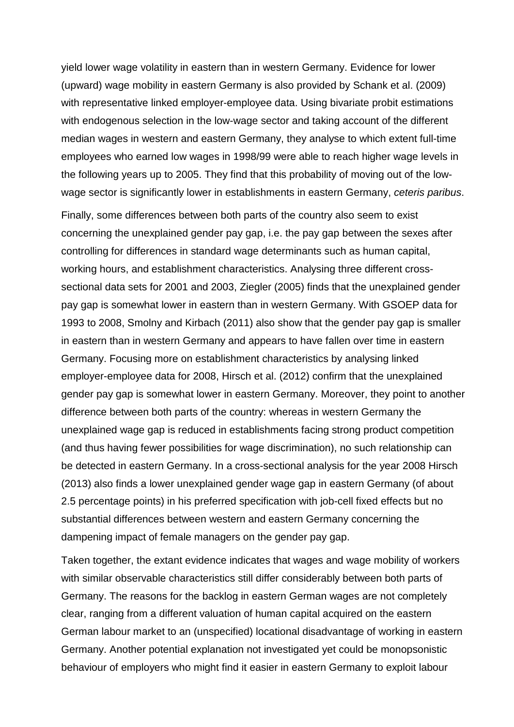yield lower wage volatility in eastern than in western Germany. Evidence for lower (upward) wage mobility in eastern Germany is also provided by Schank et al. (2009) with representative linked employer-employee data. Using bivariate probit estimations with endogenous selection in the low-wage sector and taking account of the different median wages in western and eastern Germany, they analyse to which extent full-time employees who earned low wages in 1998/99 were able to reach higher wage levels in the following years up to 2005. They find that this probability of moving out of the low-wage sector is significantly lower in establishments in eastern Germany, *ceteris paribus*.

Finally, some differences between both parts of the country also seem to exist concerning the unexplained gender pay gap, i.e. the pay gap between the sexes after controlling for differences in standard wage determinants such as human capital, working hours, and establishment characteristics. Analysing three different cross-sectional data sets for 2001 and 2003, Ziegler (2005) finds that the unexplained gender pay gap is somewhat lower in eastern than in western Germany. With GSOEP data for 1993 to 2008, Smolny and Kirbach (2011) also show that the gender pay gap is smaller in eastern than in western Germany and appears to have fallen over time in eastern Germany. Focusing more on establishment characteristics by analysing linked employer-employee data for 2008, Hirsch et al. (2012) confirm that the unexplained gender pay gap is somewhat lower in eastern Germany. Moreover, they point to another difference between both parts of the country: whereas in western Germany the unexplained wage gap is reduced in establishments facing strong product competition (and thus having fewer possibilities for wage discrimination), no such relationship can be detected in eastern Germany. In a cross-sectional analysis for the year 2008 Hirsch (2013) also finds a lower unexplained gender wage gap in eastern Germany (of about 2.5 percentage points) in his preferred specification with job-cell fixed effects but no substantial differences between western and eastern Germany concerning the dampening impact of female managers on the gender pay gap.

Taken together, the extant evidence indicates that wages and wage mobility of workers with similar observable characteristics still differ considerably between both parts of Germany. The reasons for the backlog in eastern German wages are not completely clear, ranging from a different valuation of human capital acquired on the eastern German labour market to an (unspecified) locational disadvantage of working in eastern Germany. Another potential explanation not investigated yet could be monopsonistic behaviour of employers who might find it easier in eastern Germany to exploit labour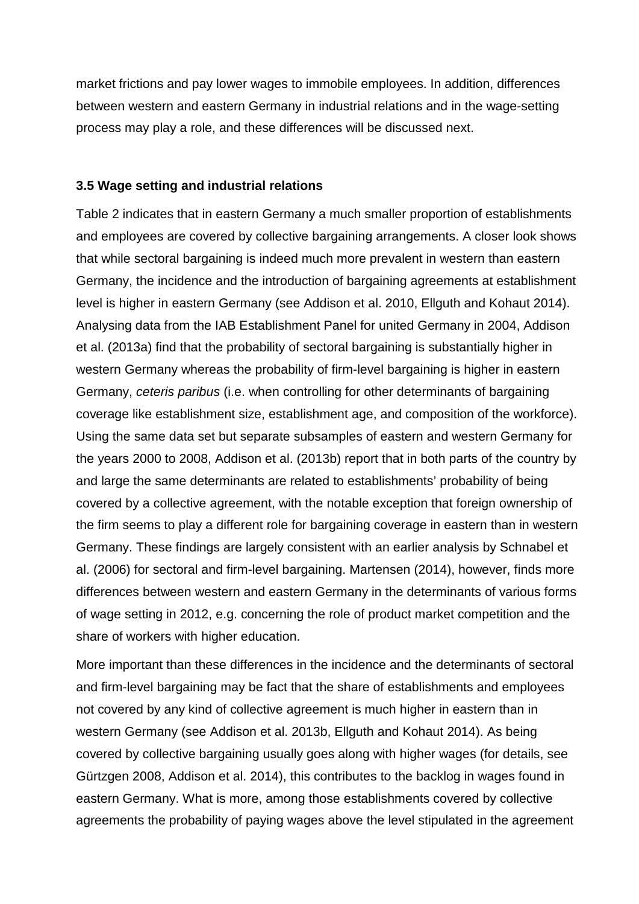market frictions and pay lower wages to immobile employees. In addition, differences between western and eastern Germany in industrial relations and in the wage-setting process may play a role, and these differences will be discussed next.

### 3.5 Wage setting and industrial relations

Table 2 indicates that in eastern Germany a much smaller proportion of establishments and employees are covered by collective bargaining arrangements. A closer look shows that while sectoral bargaining is indeed much more prevalent in western than eastern Germany, the incidence and the introduction of bargaining agreements at establishment level is higher in eastern Germany (see Addison et al. 2010, Ellguth and Kohaut 2014). Analysing data from the IAB Establishment Panel for united Germany in 2004, Addison et al. (2013a) find that the probability of sectoral bargaining is substantially higher in western Germany whereas the probability of firm-level bargaining is higher in eastern Germany, *ceteris paribus* (i.e. when controlling for other determinants of bargaining coverage like establishment size, establishment age, and composition of the workforce). Using the same data set but separate subsamples of eastern and western Germany for the years 2000 to 2008, Addison et al. (2013b) report that in both parts of the country by and large the same determinants are related to establishments' probability of being covered by a collective agreement, with the notable exception that foreign ownership of the firm seems to play a different role for bargaining coverage in eastern than in western Germany. These findings are largely consistent with an earlier analysis by Schnabel et al. (2006) for sectoral and firm-level bargaining. Martensen (2014), however, finds more differences between western and eastern Germany in the determinants of various forms of wage setting in 2012, e.g. concerning the role of product market competition and the share of workers with higher education.

More important than these differences in the incidence and the determinants of sectoral and firm-level bargaining may be fact that the share of establishments and employees not covered by any kind of collective agreement is much higher in eastern than in western Germany (see Addison et al. 2013b, Ellguth and Kohaut 2014). As being covered by collective bargaining usually goes along with higher wages (for details, see Gürtzgen 2008, Addison et al. 2014), this contributes to the backlog in wages found in eastern Germany. What is more, among those establishments covered by collective agreements the probability of paying wages above the level stipulated in the agreement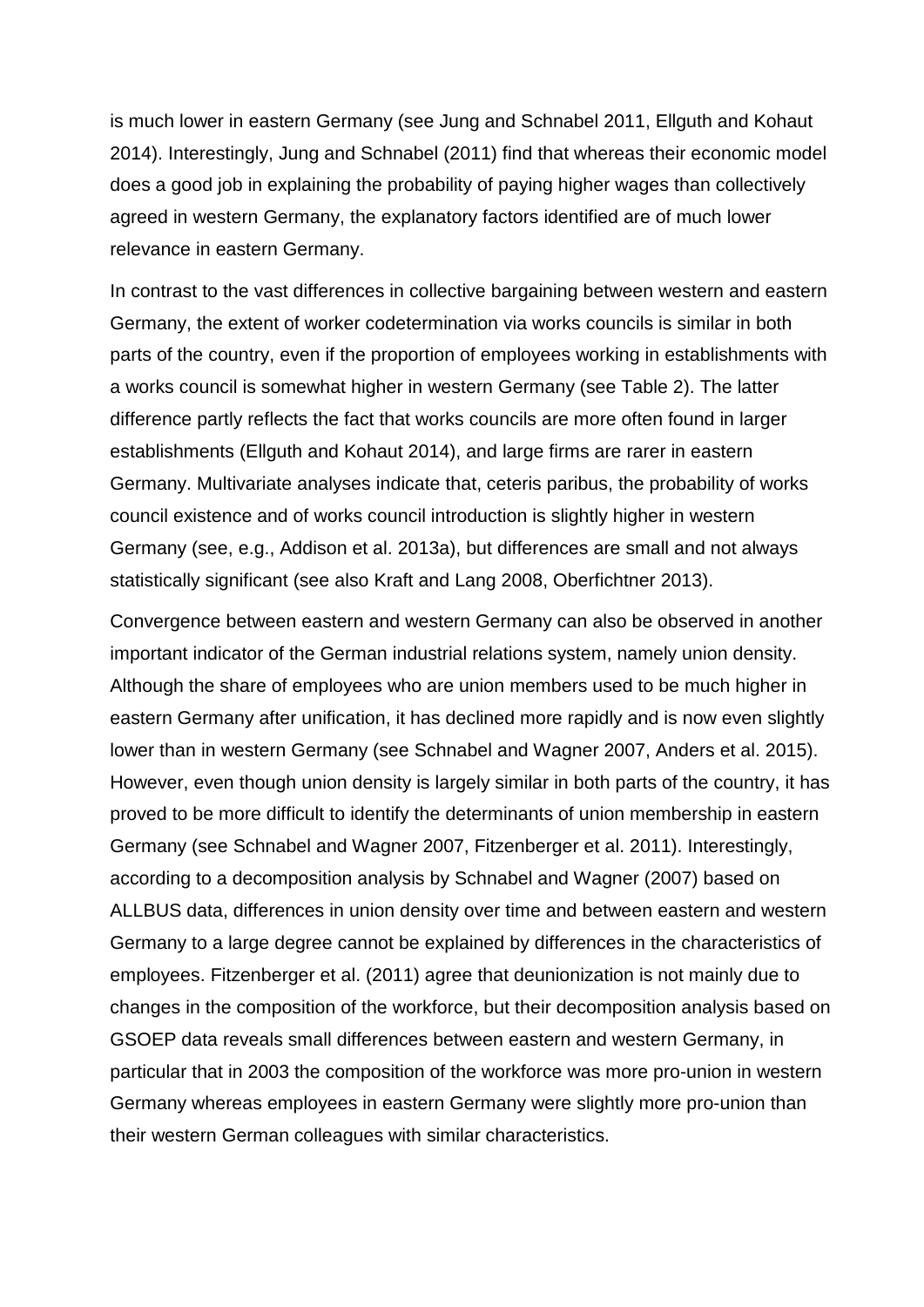is much lower in eastern Germany (see Jung and Schnabel 2011, Ellguth and Kohaut 2014). Interestingly, Jung and Schnabel (2011) find that whereas their economic model does a good job in explaining the probability of paying higher wages than collectively agreed in western Germany, the explanatory factors identified are of much lower relevance in eastern Germany.

In contrast to the vast differences in collective bargaining between western and eastern Germany, the extent of worker codetermination via works councils is similar in both parts of the country, even if the proportion of employees working in establishments with a works council is somewhat higher in western Germany (see Table 2). The latter difference partly reflects the fact that works councils are more often found in larger establishments (Ellguth and Kohaut 2014), and large firms are rarer in eastern Germany. Multivariate analyses indicate that, ceteris paribus, the probability of works council existence and of works council introduction is slightly higher in western Germany (see, e.g., Addison et al. 2013a), but differences are small and not always statistically significant (see also Kraft and Lang 2008, Oberfichtner 2013).

Convergence between eastern and western Germany can also be observed in another important indicator of the German industrial relations system, namely union density. Although the share of employees who are union members used to be much higher in eastern Germany after unification, it has declined more rapidly and is now even slightly lower than in western Germany (see Schnabel and Wagner 2007, Anders et al. 2015). However, even though union density is largely similar in both parts of the country, it has proved to be more difficult to identify the determinants of union membership in eastern Germany (see Schnabel and Wagner 2007, Fitzenberger et al. 2011). Interestingly, according to a decomposition analysis by Schnabel and Wagner (2007) based on ALLBUS data, differences in union density over time and between eastern and western Germany to a large degree cannot be explained by differences in the characteristics of employees. Fitzenberger et al. (2011) agree that deunionization is not mainly due to changes in the composition of the workforce, but their decomposition analysis based on GSOEP data reveals small differences between eastern and western Germany, in particular that in 2003 the composition of the workforce was more pro-union in western Germany whereas employees in eastern Germany were slightly more pro-union than their western German colleagues with similar characteristics.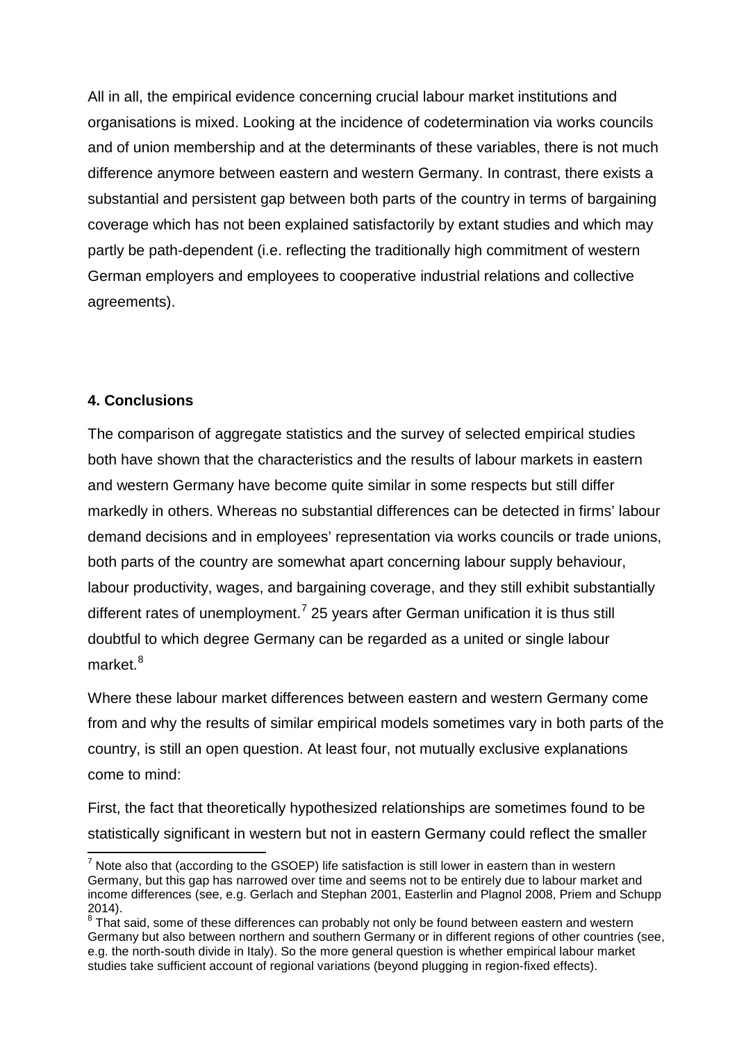All in all, the empirical evidence concerning crucial labour market institutions and organisations is mixed. Looking at the incidence of codetermination via works councils and of union membership and at the determinants of these variables, there is not much difference anymore between eastern and western Germany. In contrast, there exists a substantial and persistent gap between both parts of the country in terms of bargaining coverage which has not been explained satisfactorily by extant studies and which may partly be path-dependent (i.e. reflecting the traditionally high commitment of western German employers and employees to cooperative industrial relations and collective agreements).

## 4. Conclusions

The comparison of aggregate statistics and the survey of selected empirical studies both have shown that the characteristics and the results of labour markets in eastern and western Germany have become quite similar in some respects but still differ markedly in others. Whereas no substantial differences can be detected in firms' labour demand decisions and in employees' representation via works councils or trade unions, both parts of the country are somewhat apart concerning labour supply behaviour, labour productivity, wages, and bargaining coverage, and they still exhibit substantially different rates of unemployment.[7] 25 years after German unification it is thus still doubtful to which degree Germany can be regarded as a united or single labour market.[8]

Where these labour market differences between eastern and western Germany come from and why the results of similar empirical models sometimes vary in both parts of the country, is still an open question. At least four, not mutually exclusive explanations come to mind:

First, the fact that theoretically hypothesized relationships are sometimes found to be statistically significant in western but not in eastern Germany could reflect the smaller

---

[7] Note also that (according to the GSOEP) life satisfaction is still lower in eastern than in western Germany, but this gap has narrowed over time and seems not to be entirely due to labour market and income differences (see, e.g. Gerlach and Stephan 2001, Easterlin and Plagnol 2008, Priem and Schupp 2014).

[8] That said, some of these differences can probably not only be found between eastern and western Germany but also between northern and southern Germany or in different regions of other countries (see, e.g. the north-south divide in Italy). So the more general question is whether empirical labour market studies take sufficient account of regional variations (beyond plugging in region-fixed effects).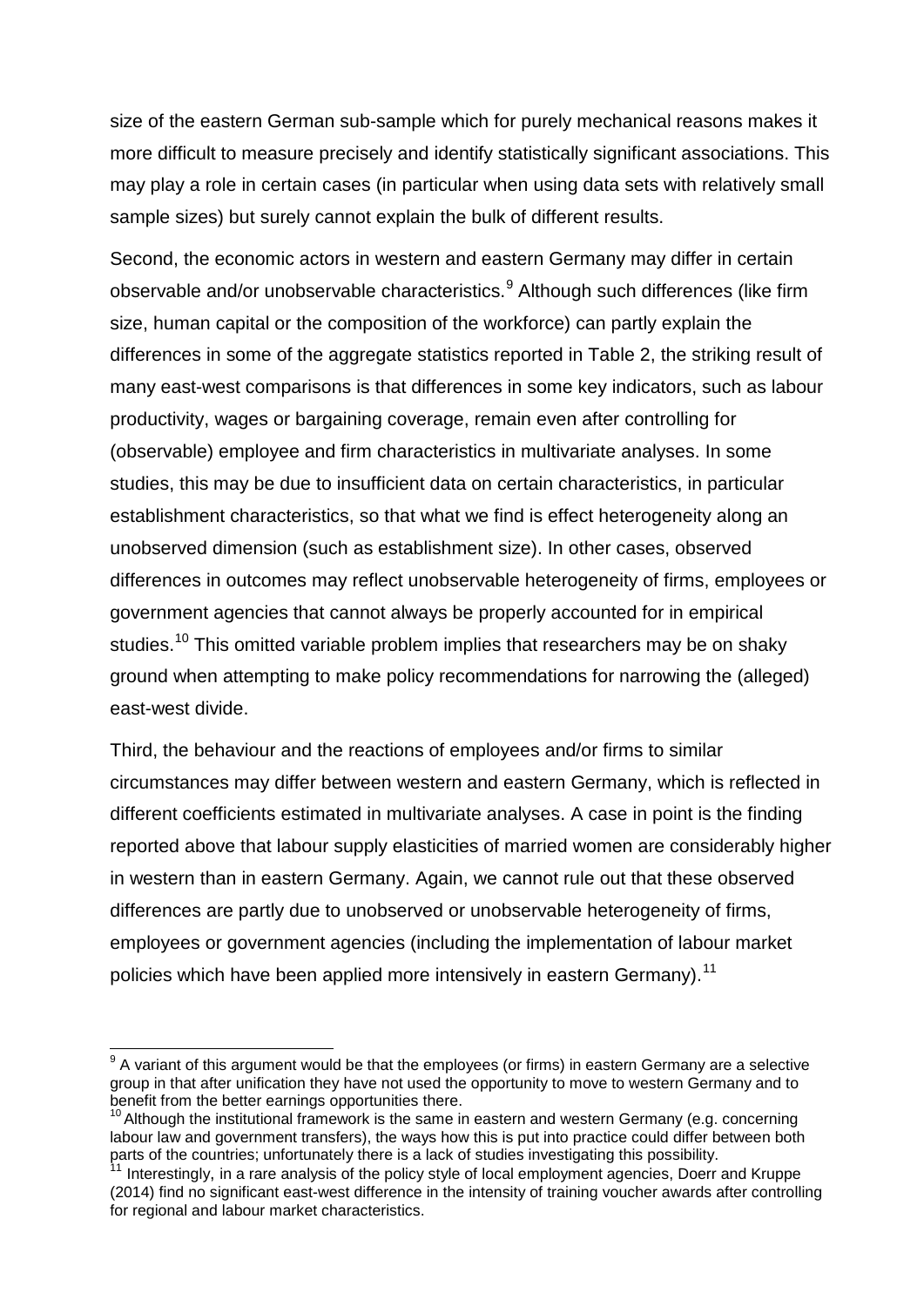size of the eastern German sub-sample which for purely mechanical reasons makes it more difficult to measure precisely and identify statistically significant associations. This may play a role in certain cases (in particular when using data sets with relatively small sample sizes) but surely cannot explain the bulk of different results.

Second, the economic actors in western and eastern Germany may differ in certain observable and/or unobservable characteristics.[9] Although such differences (like firm size, human capital or the composition of the workforce) can partly explain the differences in some of the aggregate statistics reported in Table 2, the striking result of many east-west comparisons is that differences in some key indicators, such as labour productivity, wages or bargaining coverage, remain even after controlling for (observable) employee and firm characteristics in multivariate analyses. In some studies, this may be due to insufficient data on certain characteristics, in particular establishment characteristics, so that what we find is effect heterogeneity along an unobserved dimension (such as establishment size). In other cases, observed differences in outcomes may reflect unobservable heterogeneity of firms, employees or government agencies that cannot always be properly accounted for in empirical studies.[10] This omitted variable problem implies that researchers may be on shaky ground when attempting to make policy recommendations for narrowing the (alleged) east-west divide.

Third, the behaviour and the reactions of employees and/or firms to similar circumstances may differ between western and eastern Germany, which is reflected in different coefficients estimated in multivariate analyses. A case in point is the finding reported above that labour supply elasticities of married women are considerably higher in western than in eastern Germany. Again, we cannot rule out that these observed differences are partly due to unobserved or unobservable heterogeneity of firms, employees or government agencies (including the implementation of labour market policies which have been applied more intensively in eastern Germany).[11]

---

[9] A variant of this argument would be that the employees (or firms) in eastern Germany are a selective group in that after unification they have not used the opportunity to move to western Germany and to benefit from the better earnings opportunities there.

[10] Although the institutional framework is the same in eastern and western Germany (e.g. concerning labour law and government transfers), the ways how this is put into practice could differ between both parts of the countries; unfortunately there is a lack of studies investigating this possibility.

[11] Interestingly, in a rare analysis of the policy style of local employment agencies, Doerr and Kruppe (2014) find no significant east-west difference in the intensity of training voucher awards after controlling for regional and labour market characteristics.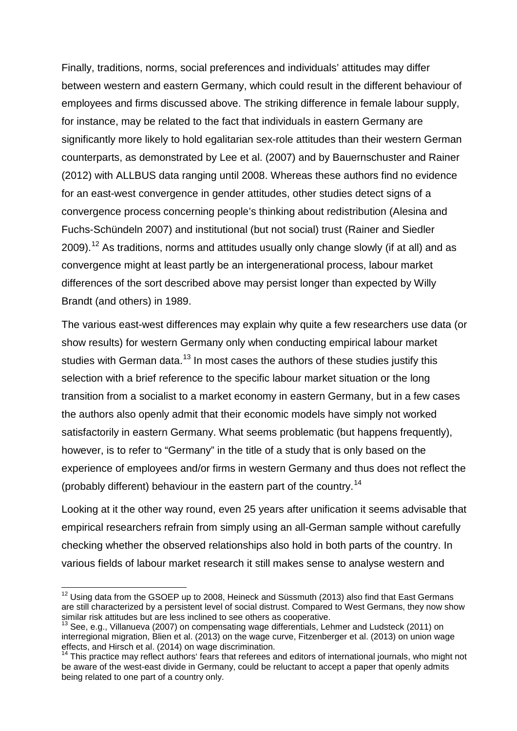Finally, traditions, norms, social preferences and individuals' attitudes may differ between western and eastern Germany, which could result in the different behaviour of employees and firms discussed above. The striking difference in female labour supply, for instance, may be related to the fact that individuals in eastern Germany are significantly more likely to hold egalitarian sex-role attitudes than their western German counterparts, as demonstrated by Lee et al. (2007) and by Bauernschuster and Rainer (2012) with ALLBUS data ranging until 2008. Whereas these authors find no evidence for an east-west convergence in gender attitudes, other studies detect signs of a convergence process concerning people's thinking about redistribution (Alesina and Fuchs-Schündeln 2007) and institutional (but not social) trust (Rainer and Siedler 2009).[12] As traditions, norms and attitudes usually only change slowly (if at all) and as convergence might at least partly be an intergenerational process, labour market differences of the sort described above may persist longer than expected by Willy Brandt (and others) in 1989.

The various east-west differences may explain why quite a few researchers use data (or show results) for western Germany only when conducting empirical labour market studies with German data.[13] In most cases the authors of these studies justify this selection with a brief reference to the specific labour market situation or the long transition from a socialist to a market economy in eastern Germany, but in a few cases the authors also openly admit that their economic models have simply not worked satisfactorily in eastern Germany. What seems problematic (but happens frequently), however, is to refer to "Germany" in the title of a study that is only based on the experience of employees and/or firms in western Germany and thus does not reflect the (probably different) behaviour in the eastern part of the country.[14]

Looking at it the other way round, even 25 years after unification it seems advisable that empirical researchers refrain from simply using an all-German sample without carefully checking whether the observed relationships also hold in both parts of the country. In various fields of labour market research it still makes sense to analyse western and

---

[12] Using data from the GSOEP up to 2008, Heineck and Süssmuth (2013) also find that East Germans are still characterized by a persistent level of social distrust. Compared to West Germans, they now show similar risk attitudes but are less inclined to see others as cooperative.

[13] See, e.g., Villanueva (2007) on compensating wage differentials, Lehmer and Ludsteck (2011) on interregional migration, Blien et al. (2013) on the wage curve, Fitzenberger et al. (2013) on union wage effects, and Hirsch et al. (2014) on wage discrimination.

[14] This practice may reflect authors' fears that referees and editors of international journals, who might not be aware of the west-east divide in Germany, could be reluctant to accept a paper that openly admits being related to one part of a country only.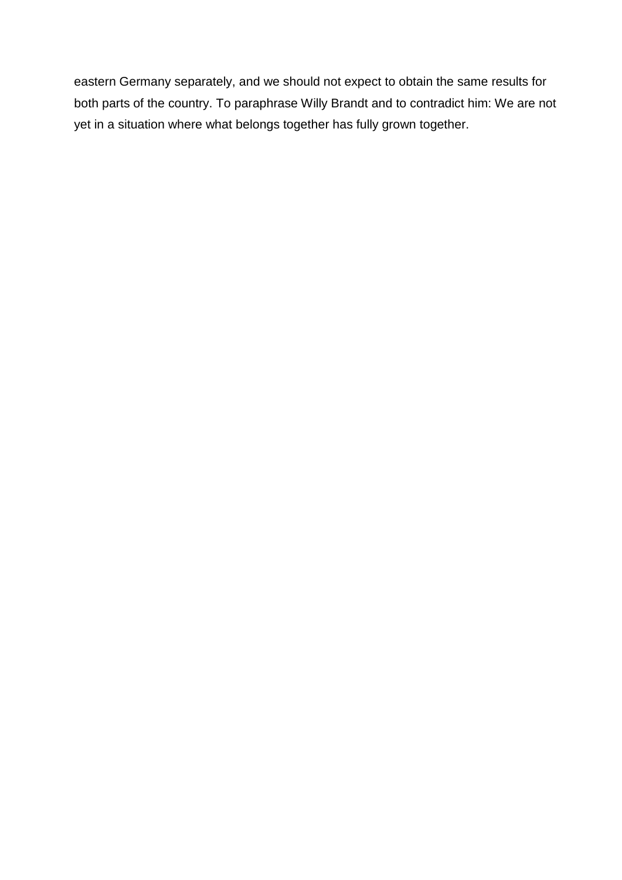eastern Germany separately, and we should not expect to obtain the same results for both parts of the country. To paraphrase Willy Brandt and to contradict him: We are not yet in a situation where what belongs together has fully grown together.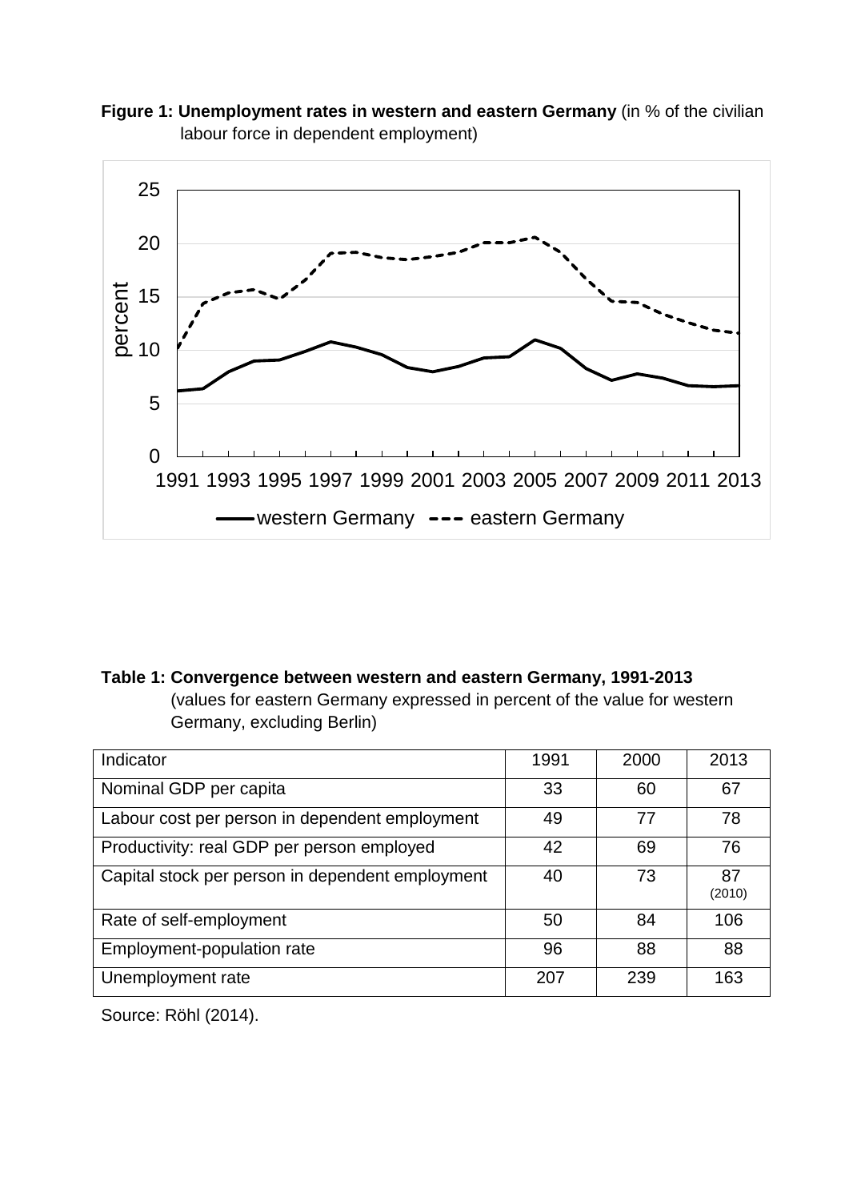**Figure 1: Unemployment rates in western and eastern Germany** (in % of the civilian labour force in dependent employment)

**Table 1: Convergence between western and eastern Germany, 1991-2013** (values for eastern Germany expressed in percent of the value for western Germany, excluding Berlin)

| Indicator | 1991 | 2000 | 2013 |
|---|---|---|---|
| Nominal GDP per capita | 33 | 60 | 67 |
| Labour cost per person in dependent employment | 49 | 77 | 78 |
| Productivity: real GDP per person employed | 42 | 69 | 76 |
| Capital stock per person in dependent employment | 40 | 73 | 87 (2010) |
| Rate of self-employment | 50 | 84 | 106 |
| Employment-population rate | 96 | 88 | 88 |
| Unemployment rate | 207 | 239 | 163 |

Source: Röhl (2014).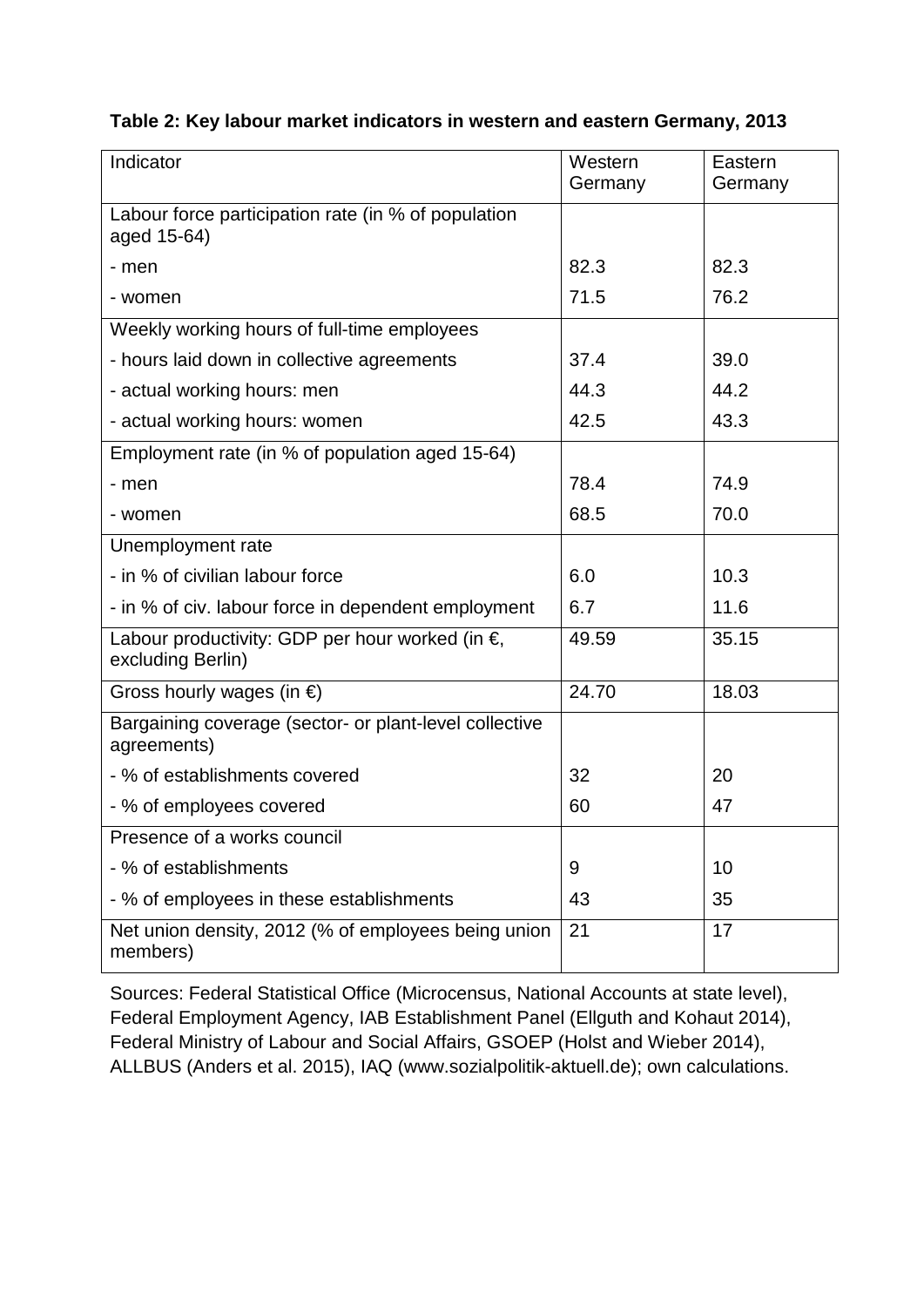**Table 2: Key labour market indicators in western and eastern Germany, 2013**

| Indicator | Western Germany | Eastern Germany |
|---|---|---|
| Labour force participation rate (in % of population aged 15-64) | | |
| - men | 82.3 | 82.3 |
| - women | 71.5 | 76.2 |
| Weekly working hours of full-time employees | | |
| - hours laid down in collective agreements | 37.4 | 39.0 |
| - actual working hours: men | 44.3 | 44.2 |
| - actual working hours: women | 42.5 | 43.3 |
| Employment rate (in % of population aged 15-64) | | |
| - men | 78.4 | 74.9 |
| - women | 68.5 | 70.0 |
| Unemployment rate | | |
| - in % of civilian labour force | 6.0 | 10.3 |
| - in % of civ. labour force in dependent employment | 6.7 | 11.6 |
| Labour productivity: GDP per hour worked (in €, excluding Berlin) | 49.59 | 35.15 |
| Gross hourly wages (in €) | 24.70 | 18.03 |
| Bargaining coverage (sector- or plant-level collective agreements) | | |
| - % of establishments covered | 32 | 20 |
| - % of employees covered | 60 | 47 |
| Presence of a works council | | |
| - % of establishments | 9 | 10 |
| - % of employees in these establishments | 43 | 35 |
| Net union density, 2012 (% of employees being union members) | 21 | 17 |

Sources: Federal Statistical Office (Microcensus, National Accounts at state level), Federal Employment Agency, IAB Establishment Panel (Ellguth and Kohaut 2014), Federal Ministry of Labour and Social Affairs, GSOEP (Holst and Wieber 2014), ALLBUS (Anders et al. 2015), IAQ (www.sozialpolitik-aktuell.de); own calculations.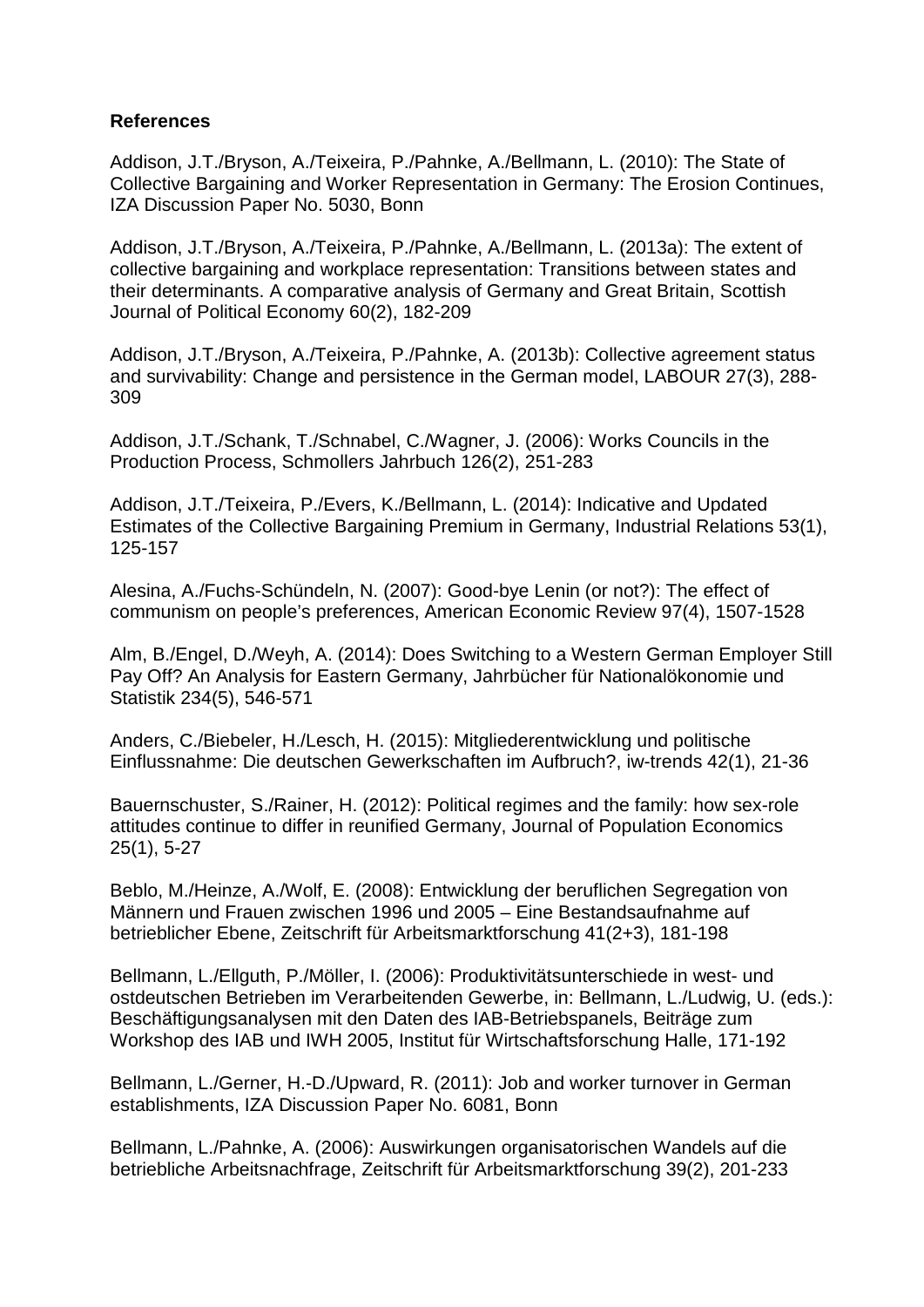**References**

Addison, J.T./Bryson, A./Teixeira, P./Pahnke, A./Bellmann, L. (2010): The State of Collective Bargaining and Worker Representation in Germany: The Erosion Continues, IZA Discussion Paper No. 5030, Bonn

Addison, J.T./Bryson, A./Teixeira, P./Pahnke, A./Bellmann, L. (2013a): The extent of collective bargaining and workplace representation: Transitions between states and their determinants. A comparative analysis of Germany and Great Britain, Scottish Journal of Political Economy 60(2), 182-209

Addison, J.T./Bryson, A./Teixeira, P./Pahnke, A. (2013b): Collective agreement status and survivability: Change and persistence in the German model, LABOUR 27(3), 288-309

Addison, J.T./Schank, T./Schnabel, C./Wagner, J. (2006): Works Councils in the Production Process, Schmollers Jahrbuch 126(2), 251-283

Addison, J.T./Teixeira, P./Evers, K./Bellmann, L. (2014): Indicative and Updated Estimates of the Collective Bargaining Premium in Germany, Industrial Relations 53(1), 125-157

Alesina, A./Fuchs-Schündeln, N. (2007): Good-bye Lenin (or not?): The effect of communism on people's preferences, American Economic Review 97(4), 1507-1528

Alm, B./Engel, D./Weyh, A. (2014): Does Switching to a Western German Employer Still Pay Off? An Analysis for Eastern Germany, Jahrbücher für Nationalökonomie und Statistik 234(5), 546-571

Anders, C./Biebeler, H./Lesch, H. (2015): Mitgliederentwicklung und politische Einflussnahme: Die deutschen Gewerkschaften im Aufbruch?, iw-trends 42(1), 21-36

Bauernschuster, S./Rainer, H. (2012): Political regimes and the family: how sex-role attitudes continue to differ in reunified Germany, Journal of Population Economics 25(1), 5-27

Beblo, M./Heinze, A./Wolf, E. (2008): Entwicklung der beruflichen Segregation von Männern und Frauen zwischen 1996 und 2005 – Eine Bestandsaufnahme auf betrieblicher Ebene, Zeitschrift für Arbeitsmarktforschung 41(2+3), 181-198

Bellmann, L./Ellguth, P./Möller, I. (2006): Produktivitätsunterschiede in west- und ostdeutschen Betrieben im Verarbeitenden Gewerbe, in: Bellmann, L./Ludwig, U. (eds.): Beschäftigungsanalysen mit den Daten des IAB-Betriebspanels, Beiträge zum Workshop des IAB und IWH 2005, Institut für Wirtschaftsforschung Halle, 171-192

Bellmann, L./Gerner, H.-D./Upward, R. (2011): Job and worker turnover in German establishments, IZA Discussion Paper No. 6081, Bonn

Bellmann, L./Pahnke, A. (2006): Auswirkungen organisatorischen Wandels auf die betriebliche Arbeitsnachfrage, Zeitschrift für Arbeitsmarktforschung 39(2), 201-233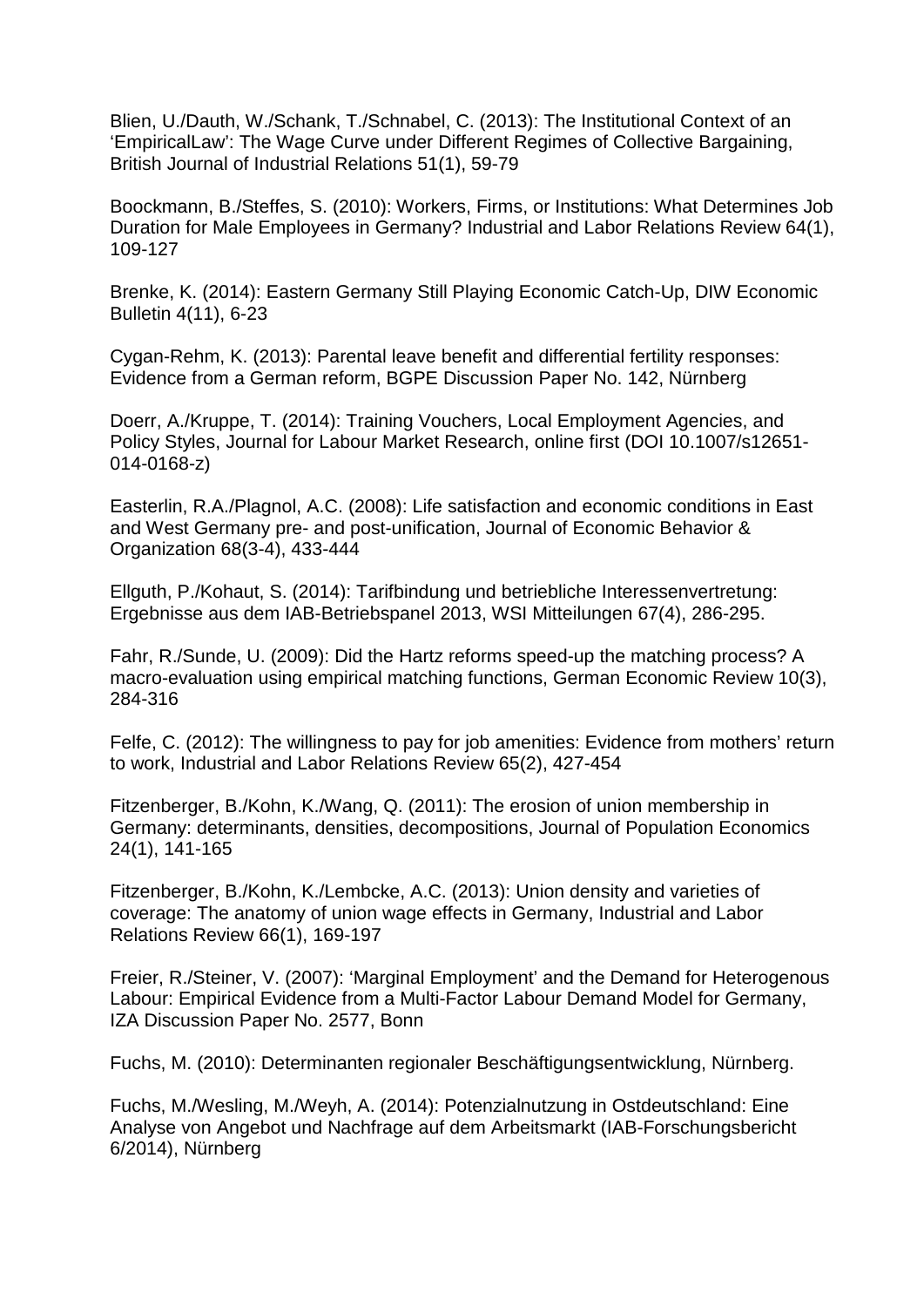Blien, U./Dauth, W./Schank, T./Schnabel, C. (2013): The Institutional Context of an ‘EmpiricalLaw’: The Wage Curve under Different Regimes of Collective Bargaining, British Journal of Industrial Relations 51(1), 59-79

Boockmann, B./Steffes, S. (2010): Workers, Firms, or Institutions: What Determines Job Duration for Male Employees in Germany? Industrial and Labor Relations Review 64(1), 109-127

Brenke, K. (2014): Eastern Germany Still Playing Economic Catch-Up, DIW Economic Bulletin 4(11), 6-23

Cygan-Rehm, K. (2013): Parental leave benefit and differential fertility responses: Evidence from a German reform, BGPE Discussion Paper No. 142, Nürnberg

Doerr, A./Kruppe, T. (2014): Training Vouchers, Local Employment Agencies, and Policy Styles, Journal for Labour Market Research, online first (DOI 10.1007/s12651-014-0168-z)

Easterlin, R.A./Plagnol, A.C. (2008): Life satisfaction and economic conditions in East and West Germany pre- and post-unification, Journal of Economic Behavior & Organization 68(3-4), 433-444

Ellguth, P./Kohaut, S. (2014): Tarifbindung und betriebliche Interessenvertretung: Ergebnisse aus dem IAB-Betriebspanel 2013, WSI Mitteilungen 67(4), 286-295.

Fahr, R./Sunde, U. (2009): Did the Hartz reforms speed-up the matching process? A macro-evaluation using empirical matching functions, German Economic Review 10(3), 284-316

Felfe, C. (2012): The willingness to pay for job amenities: Evidence from mothers’ return to work, Industrial and Labor Relations Review 65(2), 427-454

Fitzenberger, B./Kohn, K./Wang, Q. (2011): The erosion of union membership in Germany: determinants, densities, decompositions, Journal of Population Economics 24(1), 141-165

Fitzenberger, B./Kohn, K./Lembcke, A.C. (2013): Union density and varieties of coverage: The anatomy of union wage effects in Germany, Industrial and Labor Relations Review 66(1), 169-197

Freier, R./Steiner, V. (2007): ‘Marginal Employment’ and the Demand for Heterogenous Labour: Empirical Evidence from a Multi-Factor Labour Demand Model for Germany, IZA Discussion Paper No. 2577, Bonn

Fuchs, M. (2010): Determinanten regionaler Beschäftigungsentwicklung, Nürnberg.

Fuchs, M./Wesling, M./Weyh, A. (2014): Potenzialnutzung in Ostdeutschland: Eine Analyse von Angebot und Nachfrage auf dem Arbeitsmarkt (IAB-Forschungsbericht 6/2014), Nürnberg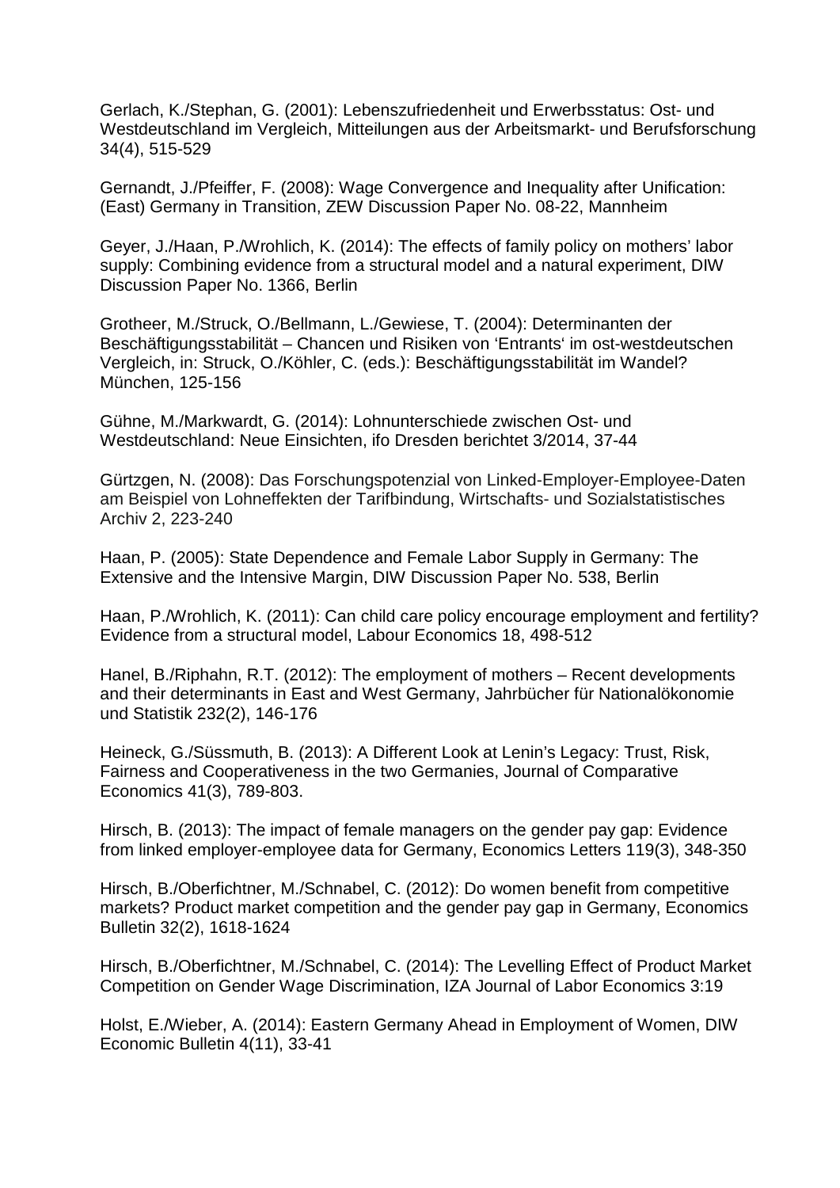Gerlach, K./Stephan, G. (2001): Lebenszufriedenheit und Erwerbsstatus: Ost- und Westdeutschland im Vergleich, Mitteilungen aus der Arbeitsmarkt- und Berufsforschung 34(4), 515-529

Gernandt, J./Pfeiffer, F. (2008): Wage Convergence and Inequality after Unification: (East) Germany in Transition, ZEW Discussion Paper No. 08-22, Mannheim

Geyer, J./Haan, P./Wrohlich, K. (2014): The effects of family policy on mothers' labor supply: Combining evidence from a structural model and a natural experiment, DIW Discussion Paper No. 1366, Berlin

Grotheer, M./Struck, O./Bellmann, L./Gewiese, T. (2004): Determinanten der Beschäftigungsstabilität – Chancen und Risiken von 'Entrants' im ost-westdeutschen Vergleich, in: Struck, O./Köhler, C. (eds.): Beschäftigungsstabilität im Wandel? München, 125-156

Gühne, M./Markwardt, G. (2014): Lohnunterschiede zwischen Ost- und Westdeutschland: Neue Einsichten, ifo Dresden berichtet 3/2014, 37-44

Gürtzgen, N. (2008): Das Forschungspotenzial von Linked-Employer-Employee-Daten am Beispiel von Lohneffekten der Tarifbindung, Wirtschafts- und Sozialstatistisches Archiv 2, 223-240

Haan, P. (2005): State Dependence and Female Labor Supply in Germany: The Extensive and the Intensive Margin, DIW Discussion Paper No. 538, Berlin

Haan, P./Wrohlich, K. (2011): Can child care policy encourage employment and fertility? Evidence from a structural model, Labour Economics 18, 498-512

Hanel, B./Riphahn, R.T. (2012): The employment of mothers – Recent developments and their determinants in East and West Germany, Jahrbücher für Nationalökonomie und Statistik 232(2), 146-176

Heineck, G./Süssmuth, B. (2013): A Different Look at Lenin's Legacy: Trust, Risk, Fairness and Cooperativeness in the two Germanies, Journal of Comparative Economics 41(3), 789-803.

Hirsch, B. (2013): The impact of female managers on the gender pay gap: Evidence from linked employer-employee data for Germany, Economics Letters 119(3), 348-350

Hirsch, B./Oberfichtner, M./Schnabel, C. (2012): Do women benefit from competitive markets? Product market competition and the gender pay gap in Germany, Economics Bulletin 32(2), 1618-1624

Hirsch, B./Oberfichtner, M./Schnabel, C. (2014): The Levelling Effect of Product Market Competition on Gender Wage Discrimination, IZA Journal of Labor Economics 3:19

Holst, E./Wieber, A. (2014): Eastern Germany Ahead in Employment of Women, DIW Economic Bulletin 4(11), 33-41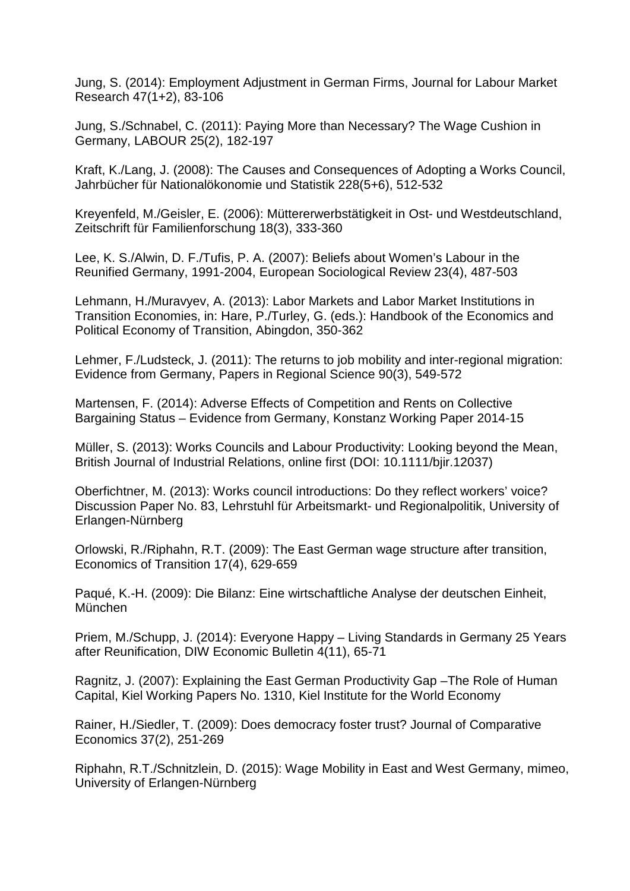Jung, S. (2014): Employment Adjustment in German Firms, Journal for Labour Market Research 47(1+2), 83-106

Jung, S./Schnabel, C. (2011): Paying More than Necessary? The Wage Cushion in Germany, LABOUR 25(2), 182-197

Kraft, K./Lang, J. (2008): The Causes and Consequences of Adopting a Works Council, Jahrbücher für Nationalökonomie und Statistik 228(5+6), 512-532

Kreyenfeld, M./Geisler, E. (2006): Müttererwerbstätigkeit in Ost- und Westdeutschland, Zeitschrift für Familienforschung 18(3), 333-360

Lee, K. S./Alwin, D. F./Tufis, P. A. (2007): Beliefs about Women's Labour in the Reunified Germany, 1991-2004, European Sociological Review 23(4), 487-503

Lehmann, H./Muravyev, A. (2013): Labor Markets and Labor Market Institutions in Transition Economies, in: Hare, P./Turley, G. (eds.): Handbook of the Economics and Political Economy of Transition, Abingdon, 350-362

Lehmer, F./Ludsteck, J. (2011): The returns to job mobility and inter-regional migration: Evidence from Germany, Papers in Regional Science 90(3), 549-572

Martensen, F. (2014): Adverse Effects of Competition and Rents on Collective Bargaining Status – Evidence from Germany, Konstanz Working Paper 2014-15

Müller, S. (2013): Works Councils and Labour Productivity: Looking beyond the Mean, British Journal of Industrial Relations, online first (DOI: 10.1111/bjir.12037)

Oberfichtner, M. (2013): Works council introductions: Do they reflect workers' voice? Discussion Paper No. 83, Lehrstuhl für Arbeitsmarkt- und Regionalpolitik, University of Erlangen-Nürnberg

Orlowski, R./Riphahn, R.T. (2009): The East German wage structure after transition, Economics of Transition 17(4), 629-659

Paqué, K.-H. (2009): Die Bilanz: Eine wirtschaftliche Analyse der deutschen Einheit, München

Priem, M./Schupp, J. (2014): Everyone Happy – Living Standards in Germany 25 Years after Reunification, DIW Economic Bulletin 4(11), 65-71

Ragnitz, J. (2007): Explaining the East German Productivity Gap –The Role of Human Capital, Kiel Working Papers No. 1310, Kiel Institute for the World Economy

Rainer, H./Siedler, T. (2009): Does democracy foster trust? Journal of Comparative Economics 37(2), 251-269

Riphahn, R.T./Schnitzlein, D. (2015): Wage Mobility in East and West Germany, mimeo, University of Erlangen-Nürnberg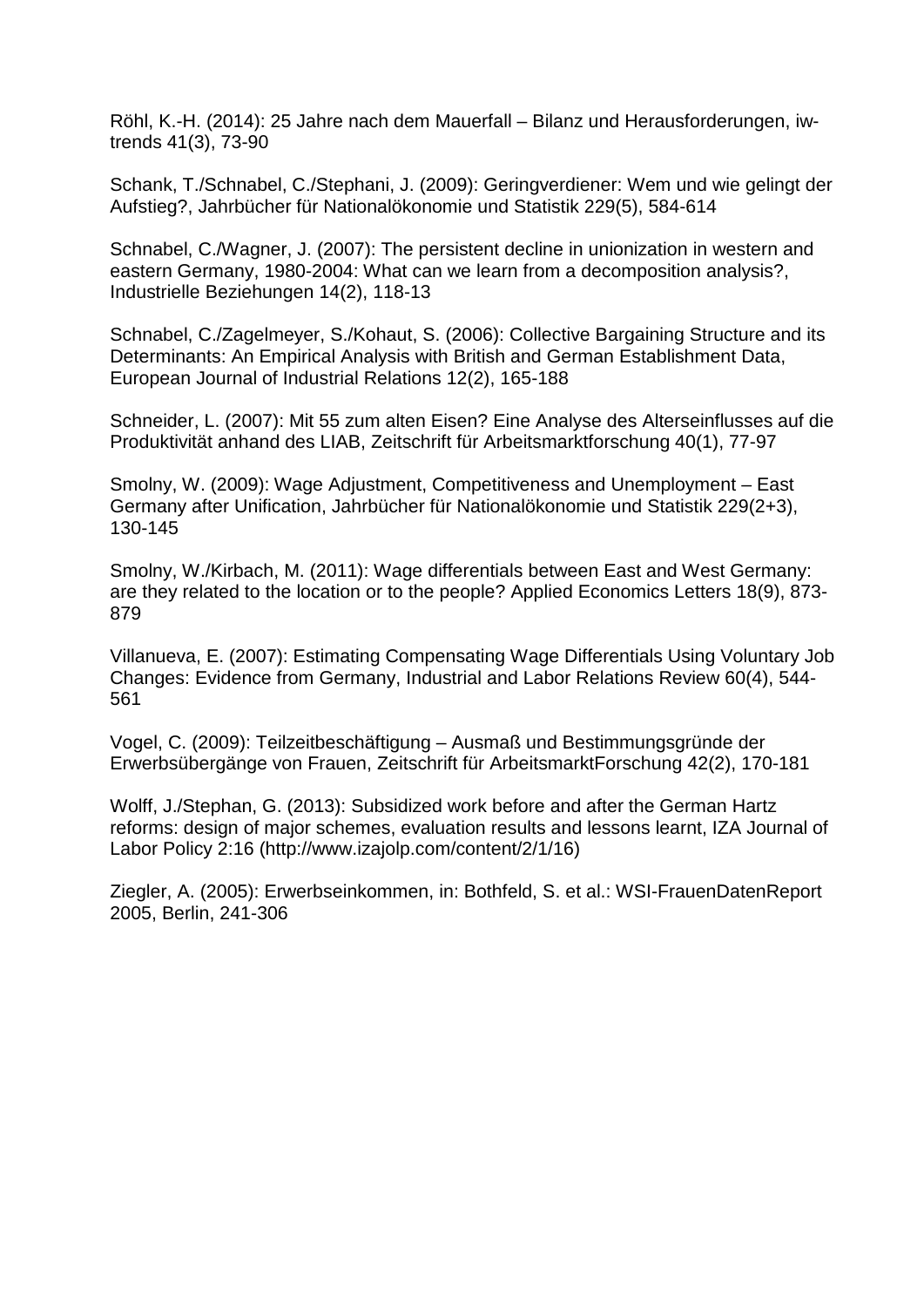Röhl, K.-H. (2014): 25 Jahre nach dem Mauerfall – Bilanz und Herausforderungen, iw-trends 41(3), 73-90

Schank, T./Schnabel, C./Stephani, J. (2009): Geringverdiener: Wem und wie gelingt der Aufstieg?, Jahrbücher für Nationalökonomie und Statistik 229(5), 584-614

Schnabel, C./Wagner, J. (2007): The persistent decline in unionization in western and eastern Germany, 1980-2004: What can we learn from a decomposition analysis?, Industrielle Beziehungen 14(2), 118-13

Schnabel, C./Zagelmeyer, S./Kohaut, S. (2006): Collective Bargaining Structure and its Determinants: An Empirical Analysis with British and German Establishment Data, European Journal of Industrial Relations 12(2), 165-188

Schneider, L. (2007): Mit 55 zum alten Eisen? Eine Analyse des Alterseinflusses auf die Produktivität anhand des LIAB, Zeitschrift für Arbeitsmarktforschung 40(1), 77-97

Smolny, W. (2009): Wage Adjustment, Competitiveness and Unemployment – East Germany after Unification, Jahrbücher für Nationalökonomie und Statistik 229(2+3), 130-145

Smolny, W./Kirbach, M. (2011): Wage differentials between East and West Germany: are they related to the location or to the people? Applied Economics Letters 18(9), 873-879

Villanueva, E. (2007): Estimating Compensating Wage Differentials Using Voluntary Job Changes: Evidence from Germany, Industrial and Labor Relations Review 60(4), 544-561

Vogel, C. (2009): Teilzeitbeschäftigung – Ausmaß und Bestimmungsgründe der Erwerbsübergänge von Frauen, Zeitschrift für ArbeitsmarktForschung 42(2), 170-181

Wolff, J./Stephan, G. (2013): Subsidized work before and after the German Hartz reforms: design of major schemes, evaluation results and lessons learnt, IZA Journal of Labor Policy 2:16 (http://www.izajolp.com/content/2/1/16)

Ziegler, A. (2005): Erwerbseinkommen, in: Bothfeld, S. et al.: WSI-FrauenDatenReport 2005, Berlin, 241-306